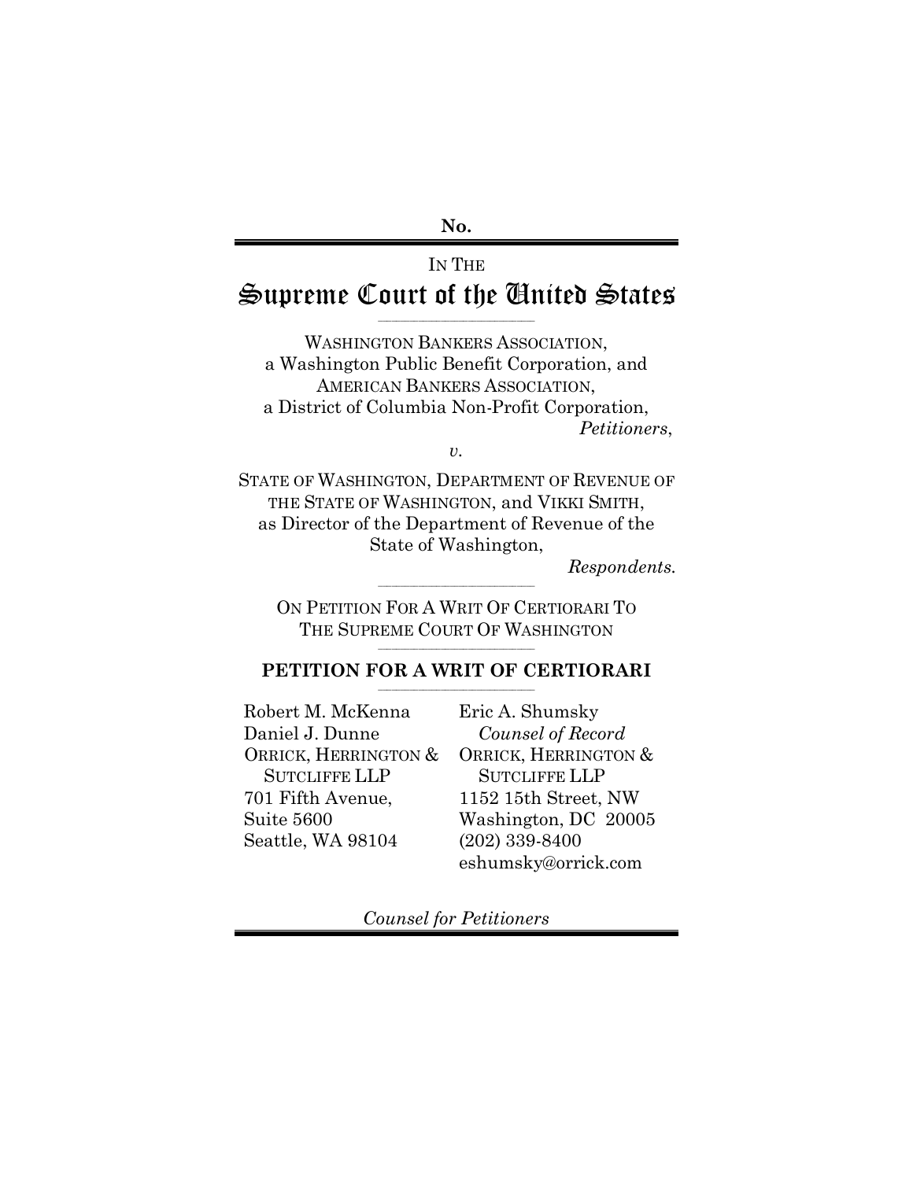No.

IN THE

# Supreme Court of the United States

WASHINGTON BANKERS ASSOCIATION,
a Washington Public Benefit Corporation, and
AMERICAN BANKERS ASSOCIATION,
a District of Columbia Non-Profit Corporation,
*Petitioners*,

*v.*

STATE OF WASHINGTON, DEPARTMENT OF REVENUE OF THE STATE OF WASHINGTON, and VIKKI SMITH, as Director of the Department of Revenue of the State of Washington,
*Respondents.*

ON PETITION FOR A WRIT OF CERTIORARI TO THE SUPREME COURT OF WASHINGTON

## PETITION FOR A WRIT OF CERTIORARI

Robert M. McKenna
Daniel J. Dunne
ORRICK, HERRINGTON & SUTCLIFFE LLP
701 Fifth Avenue,
Suite 5600
Seattle, WA 98104

Eric A. Shumsky
*Counsel of Record*
ORRICK, HERRINGTON & SUTCLIFFE LLP
1152 15th Street, NW
Washington, DC 20005
(202) 339-8400
eshumsky@orrick.com

*Counsel for Petitioners*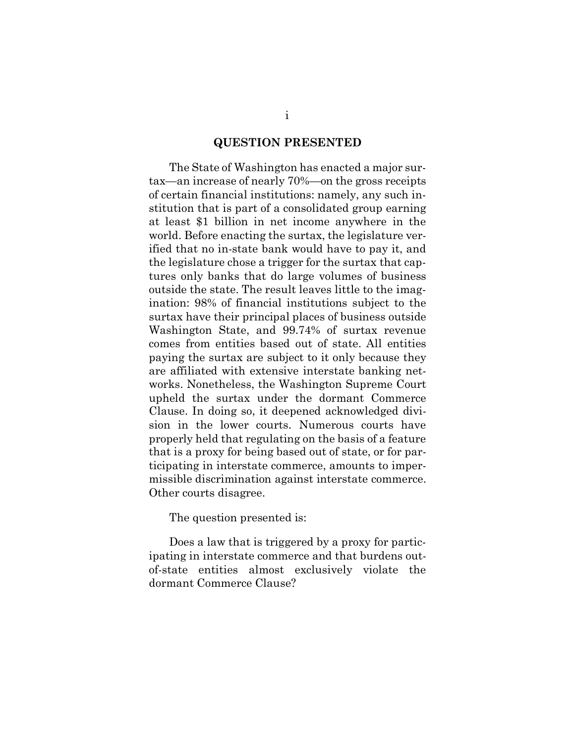## QUESTION PRESENTED

The State of Washington has enacted a major surtax—an increase of nearly 70%—on the gross receipts of certain financial institutions: namely, any such institution that is part of a consolidated group earning at least $1 billion in net income anywhere in the world. Before enacting the surtax, the legislature verified that no in-state bank would have to pay it, and the legislature chose a trigger for the surtax that captures only banks that do large volumes of business outside the state. The result leaves little to the imagination: 98% of financial institutions subject to the surtax have their principal places of business outside Washington State, and 99.74% of surtax revenue comes from entities based out of state. All entities paying the surtax are subject to it only because they are affiliated with extensive interstate banking networks. Nonetheless, the Washington Supreme Court upheld the surtax under the dormant Commerce Clause. In doing so, it deepened acknowledged division in the lower courts. Numerous courts have properly held that regulating on the basis of a feature that is a proxy for being based out of state, or for participating in interstate commerce, amounts to impermissible discrimination against interstate commerce. Other courts disagree.

The question presented is:

Does a law that is triggered by a proxy for participating in interstate commerce and that burdens out-of-state entities almost exclusively violate the dormant Commerce Clause?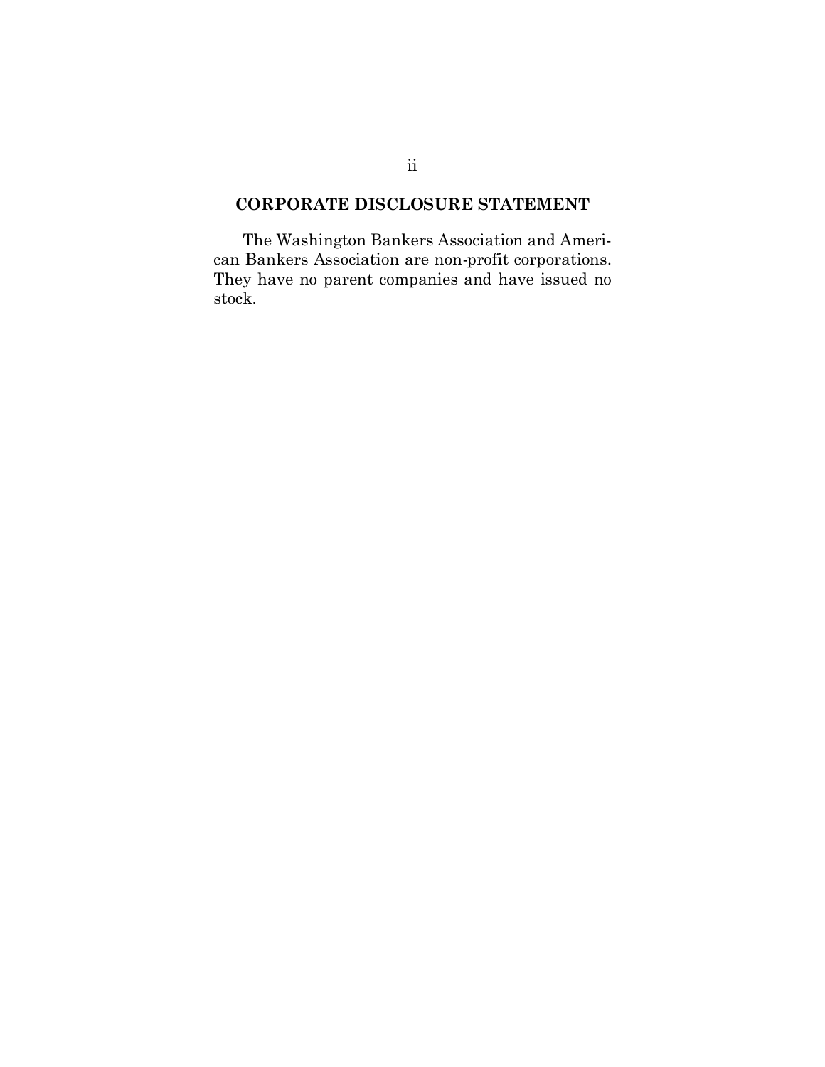## CORPORATE DISCLOSURE STATEMENT

The Washington Bankers Association and American Bankers Association are non-profit corporations. They have no parent companies and have issued no stock.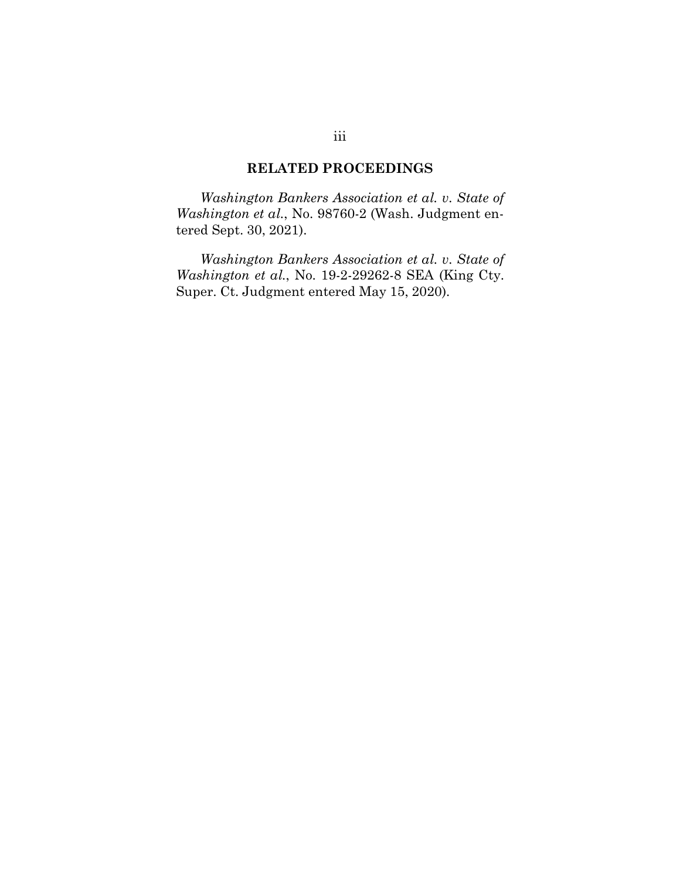## RELATED PROCEEDINGS

*Washington Bankers Association et al. v. State of Washington et al.*, No. 98760-2 (Wash. Judgment entered Sept. 30, 2021).

*Washington Bankers Association et al. v. State of Washington et al.*, No. 19-2-29262-8 SEA (King Cty. Super. Ct. Judgment entered May 15, 2020).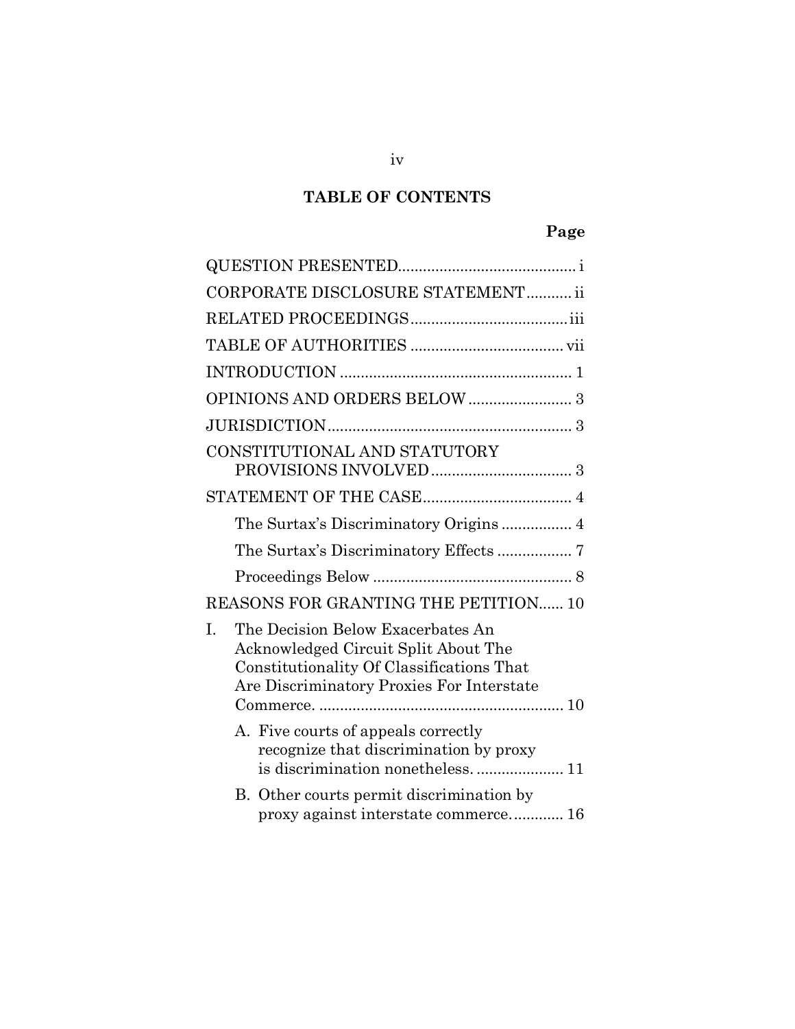## TABLE OF CONTENTS

| | Page |
|---|---|
| QUESTION PRESENTED | i |
| CORPORATE DISCLOSURE STATEMENT | ii |
| RELATED PROCEEDINGS | iii |
| TABLE OF AUTHORITIES | vii |
| INTRODUCTION | 1 |
| OPINIONS AND ORDERS BELOW | 3 |
| JURISDICTION | 3 |
| CONSTITUTIONAL AND STATUTORY PROVISIONS INVOLVED | 3 |
| STATEMENT OF THE CASE | 4 |
| The Surtax's Discriminatory Origins | 4 |
| The Surtax's Discriminatory Effects | 7 |
| Proceedings Below | 8 |
| REASONS FOR GRANTING THE PETITION | 10 |
| I. The Decision Below Exacerbates An Acknowledged Circuit Split About The Constitutionality Of Classifications That Are Discriminatory Proxies For Interstate Commerce. | 10 |
| A. Five courts of appeals correctly recognize that discrimination by proxy is discrimination nonetheless. | 11 |
| B. Other courts permit discrimination by proxy against interstate commerce. | 16 |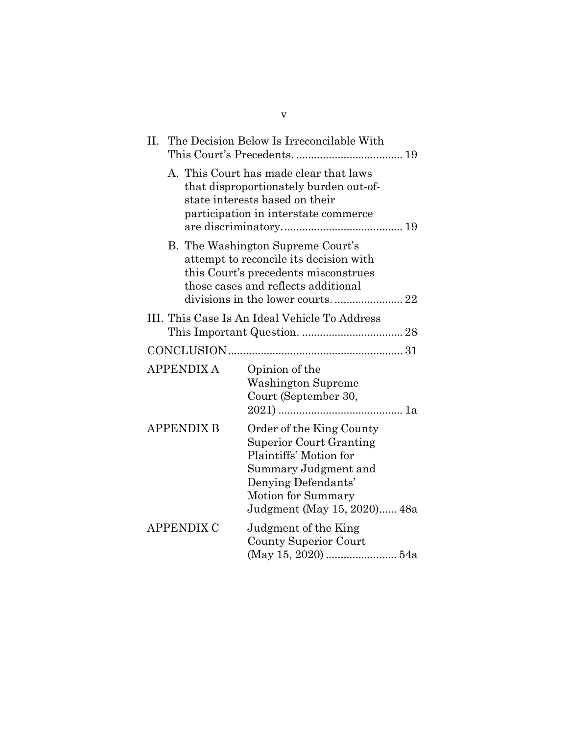II. The Decision Below Is Irreconcilable With This Court's Precedents. .................................... 19

A. This Court has made clear that laws that disproportionately burden out-of-state interests based on their participation in interstate commerce are discriminatory. ....................................... 19

B. The Washington Supreme Court's attempt to reconcile its decision with this Court's precedents misconstrues those cases and reflects additional divisions in the lower courts. ....................... 22

III. This Case Is An Ideal Vehicle To Address This Important Question. .................................. 28

CONCLUSION .......................................................... 31

| | | |
|---|---|---|
| APPENDIX A | Opinion of the Washington Supreme Court (September 30, 2021) | 1a |
| APPENDIX B | Order of the King County Superior Court Granting Plaintiffs' Motion for Summary Judgment and Denying Defendants' Motion for Summary Judgment (May 15, 2020) | 48a |
| APPENDIX C | Judgment of the King County Superior Court (May 15, 2020) | 54a |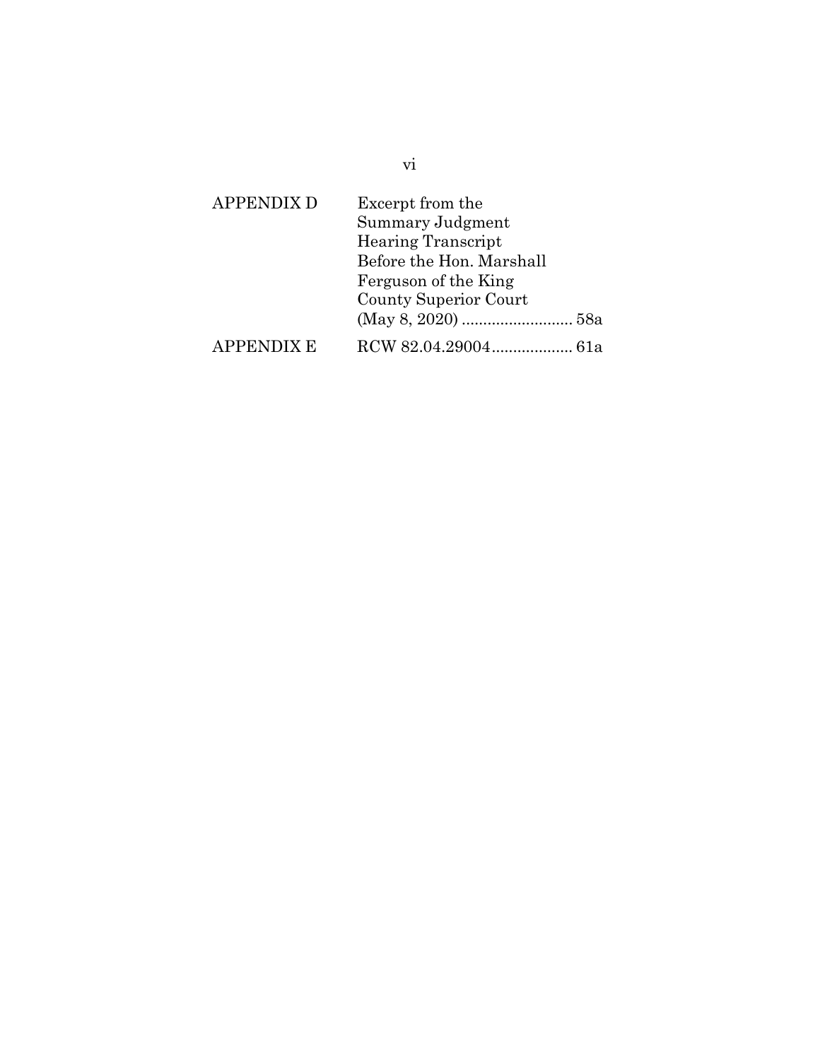| | |
|---|---|
| APPENDIX D | Excerpt from the Summary Judgment Hearing Transcript Before the Hon. Marshall Ferguson of the King County Superior Court (May 8, 2020) .......................... 58a |
| APPENDIX E | RCW 82.04.29004.................. 61a |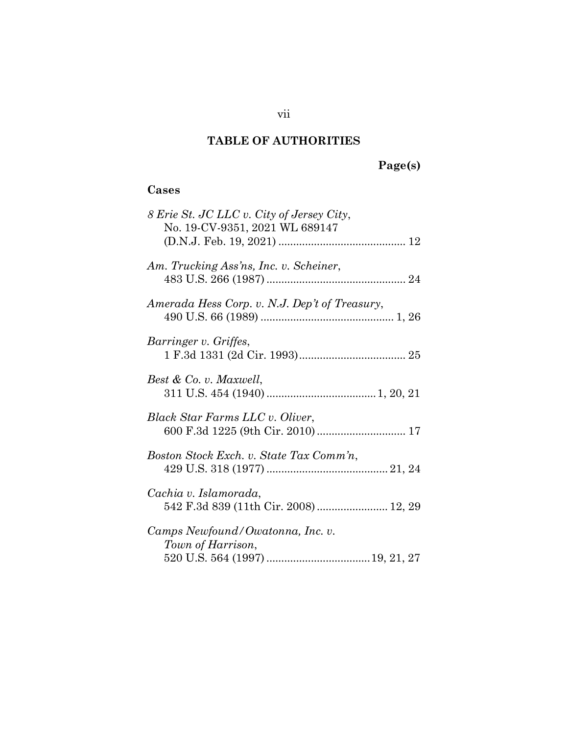## TABLE OF AUTHORITIES

**Page(s)**

### Cases

*8 Erie St. JC LLC v. City of Jersey City*, No. 19-CV-9351, 2021 WL 689147 (D.N.J. Feb. 19, 2021) ........................................... 12

*Am. Trucking Ass'ns, Inc. v. Scheiner*, 483 U.S. 266 (1987) ............................................... 24

*Amerada Hess Corp. v. N.J. Dep't of Treasury*, 490 U.S. 66 (1989) ............................................. 1, 26

*Barringer v. Griffes*, 1 F.3d 1331 (2d Cir. 1993).................................... 25

*Best & Co. v. Maxwell*, 311 U.S. 454 (1940) .....................................1, 20, 21

*Black Star Farms LLC v. Oliver*, 600 F.3d 1225 (9th Cir. 2010).............................. 17

*Boston Stock Exch. v. State Tax Comm'n*, 429 U.S. 318 (1977) ......................................... 21, 24

*Cachia v. Islamorada*, 542 F.3d 839 (11th Cir. 2008)........................ 12, 29

*Camps Newfound/Owatonna, Inc. v. Town of Harrison*, 520 U.S. 564 (1997) ...................................19, 21, 27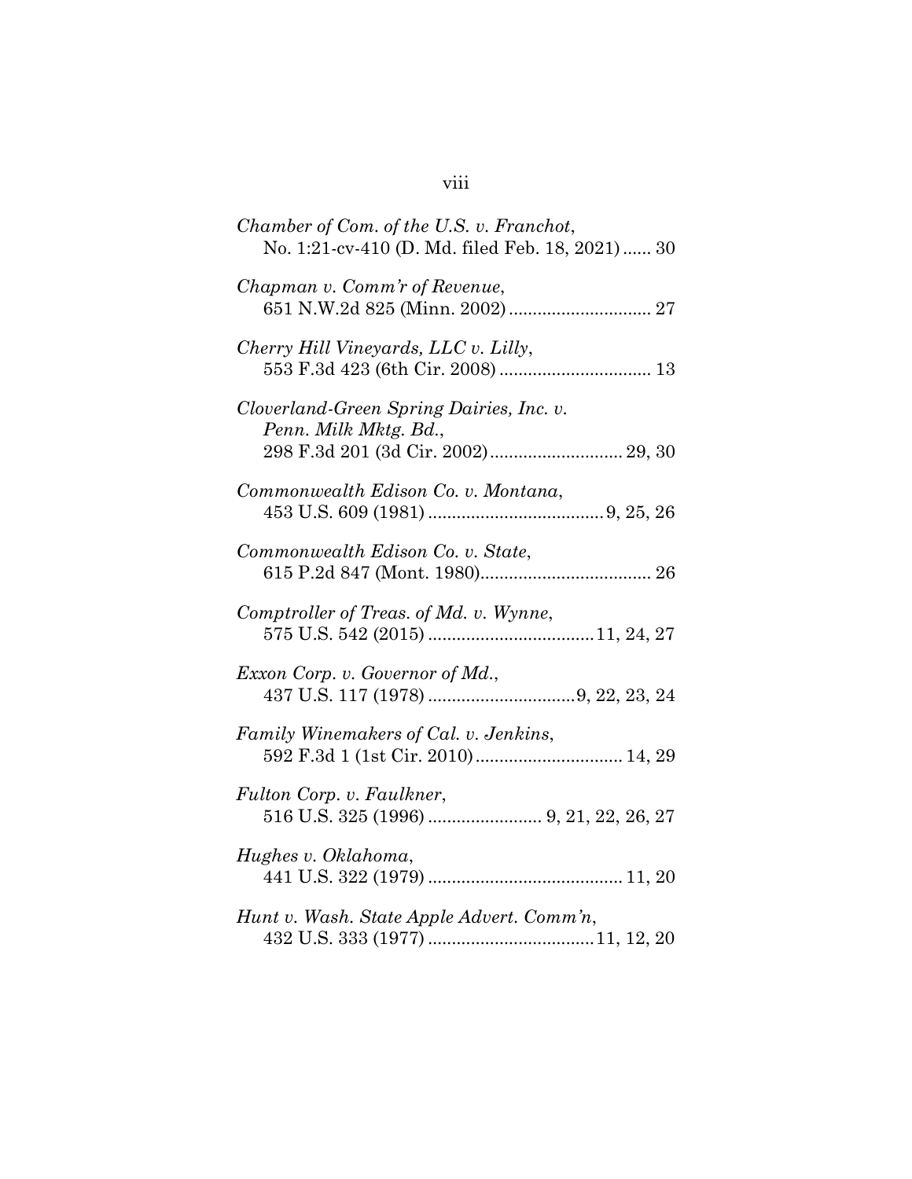*Chamber of Com. of the U.S. v. Franchot*,
No. 1:21-cv-410 (D. Md. filed Feb. 18, 2021) ...... 30

*Chapman v. Comm'r of Revenue*,
651 N.W.2d 825 (Minn. 2002) ............................. 27

*Cherry Hill Vineyards, LLC v. Lilly*,
553 F.3d 423 (6th Cir. 2008) ................................ 13

*Cloverland-Green Spring Dairies, Inc. v. Penn. Milk Mktg. Bd.*,
298 F.3d 201 (3d Cir. 2002) ............................ 29, 30

*Commonwealth Edison Co. v. Montana*,
453 U.S. 609 (1981) ..................................... 9, 25, 26

*Commonwealth Edison Co. v. State*,
615 P.2d 847 (Mont. 1980) .................................... 26

*Comptroller of Treas. of Md. v. Wynne*,
575 U.S. 542 (2015) ................................... 11, 24, 27

*Exxon Corp. v. Governor of Md.*,
437 U.S. 117 (1978) ............................... 9, 22, 23, 24

*Family Winemakers of Cal. v. Jenkins*,
592 F.3d 1 (1st Cir. 2010) ............................... 14, 29

*Fulton Corp. v. Faulkner*,
516 U.S. 325 (1996) ........................ 9, 21, 22, 26, 27

*Hughes v. Oklahoma*,
441 U.S. 322 (1979) ......................................... 11, 20

*Hunt v. Wash. State Apple Advert. Comm'n*,
432 U.S. 333 (1977) ................................... 11, 12, 20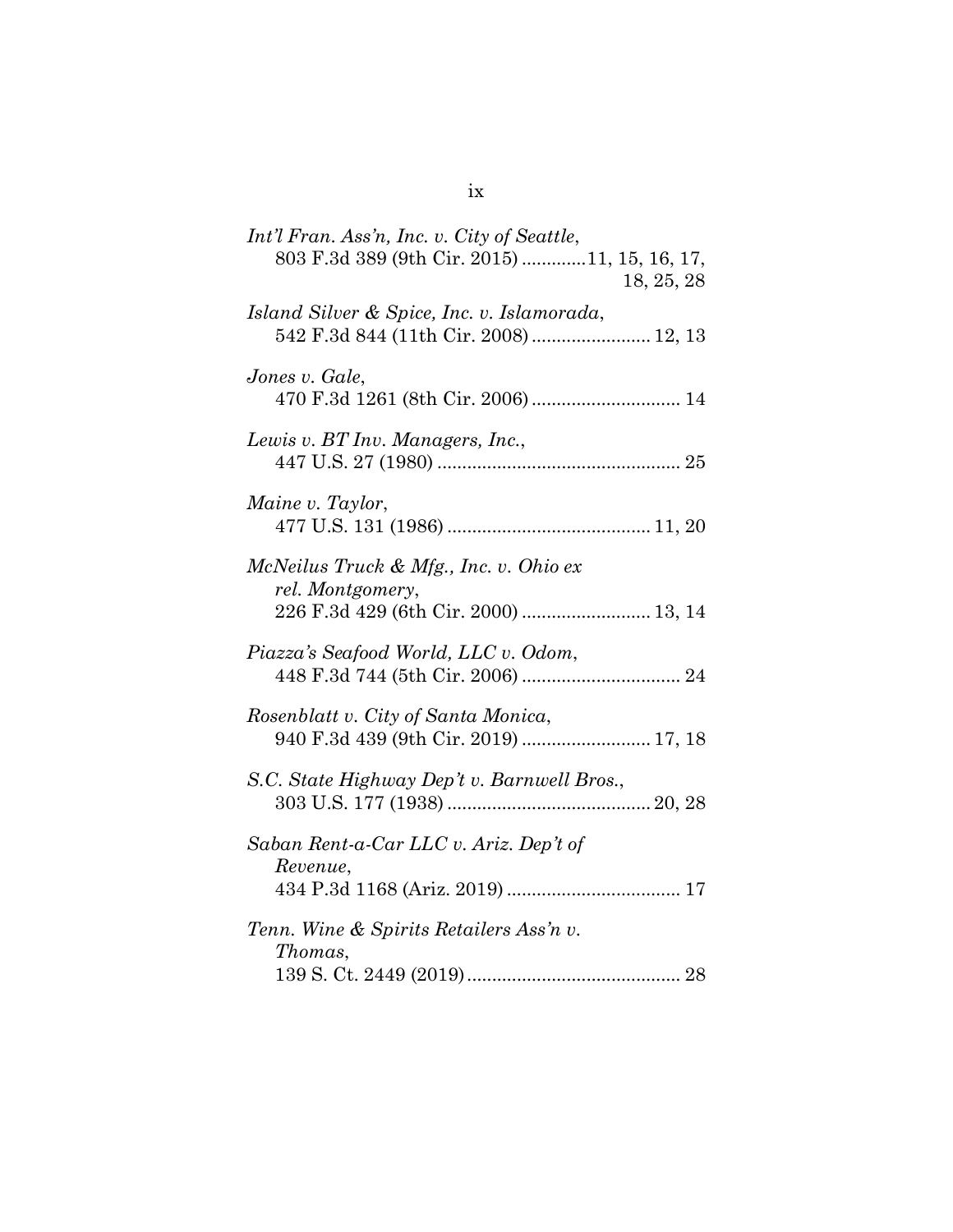*Int'l Fran. Ass'n, Inc. v. City of Seattle*,
803 F.3d 389 (9th Cir. 2015) ............11, 15, 16, 17, 18, 25, 28

*Island Silver & Spice, Inc. v. Islamorada*,
542 F.3d 844 (11th Cir. 2008) ........................ 12, 13

*Jones v. Gale*,
470 F.3d 1261 (8th Cir. 2006) ............................. 14

*Lewis v. BT Inv. Managers, Inc.*,
447 U.S. 27 (1980) ................................................ 25

*Maine v. Taylor*,
477 U.S. 131 (1986) ........................................ 11, 20

*McNeilus Truck & Mfg., Inc. v. Ohio ex rel. Montgomery*,
226 F.3d 429 (6th Cir. 2000) ......................... 13, 14

*Piazza's Seafood World, LLC v. Odom*,
448 F.3d 744 (5th Cir. 2006) ................................ 24

*Rosenblatt v. City of Santa Monica*,
940 F.3d 439 (9th Cir. 2019) ......................... 17, 18

*S.C. State Highway Dep't v. Barnwell Bros.*,
303 U.S. 177 (1938) ........................................ 20, 28

*Saban Rent-a-Car LLC v. Ariz. Dep't of Revenue*,
434 P.3d 1168 (Ariz. 2019) .................................. 17

*Tenn. Wine & Spirits Retailers Ass'n v. Thomas*,
139 S. Ct. 2449 (2019) .......................................... 28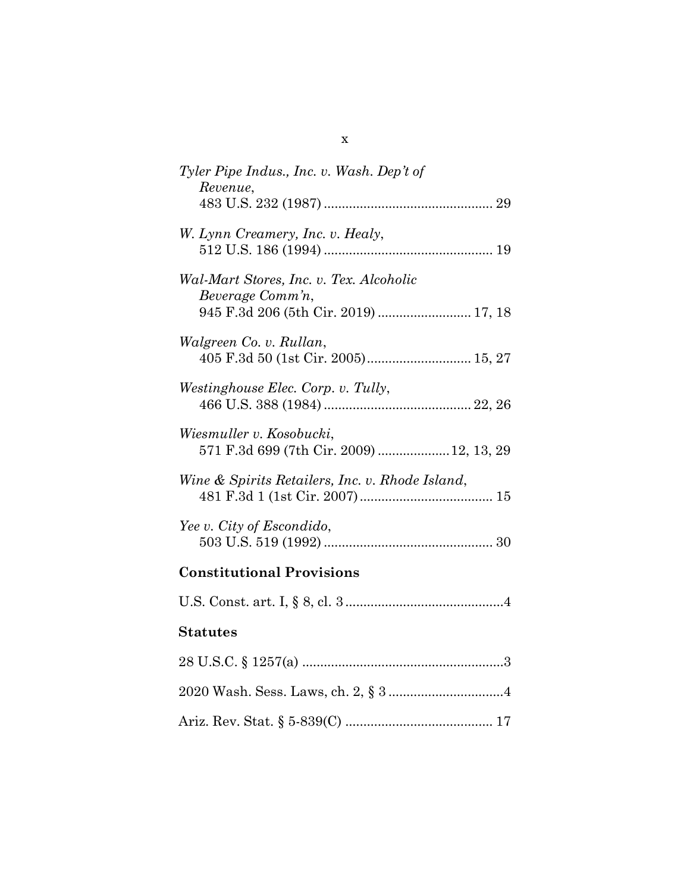*Tyler Pipe Indus., Inc. v. Wash. Dep't of Revenue*,
483 U.S. 232 (1987) .............................................. 29

*W. Lynn Creamery, Inc. v. Healy*,
512 U.S. 186 (1994) .............................................. 19

*Wal-Mart Stores, Inc. v. Tex. Alcoholic Beverage Comm'n*,
945 F.3d 206 (5th Cir. 2019) ......................... 17, 18

*Walgreen Co. v. Rullan*,
405 F.3d 50 (1st Cir. 2005)............................ 15, 27

*Westinghouse Elec. Corp. v. Tully*,
466 U.S. 388 (1984) ......................................... 22, 26

*Wiesmuller v. Kosobucki*,
571 F.3d 699 (7th Cir. 2009) ...................12, 13, 29

*Wine & Spirits Retailers, Inc. v. Rhode Island*,
481 F.3d 1 (1st Cir. 2007).................................... 15

*Yee v. City of Escondido*,
503 U.S. 519 (1992) .............................................. 30

## Constitutional Provisions

U.S. Const. art. I, § 8, cl. 3 ............................................4

## Statutes

28 U.S.C. § 1257(a) ........................................................3

2020 Wash. Sess. Laws, ch. 2, § 3 ................................4

Ariz. Rev. Stat. § 5-839(C) ......................................... 17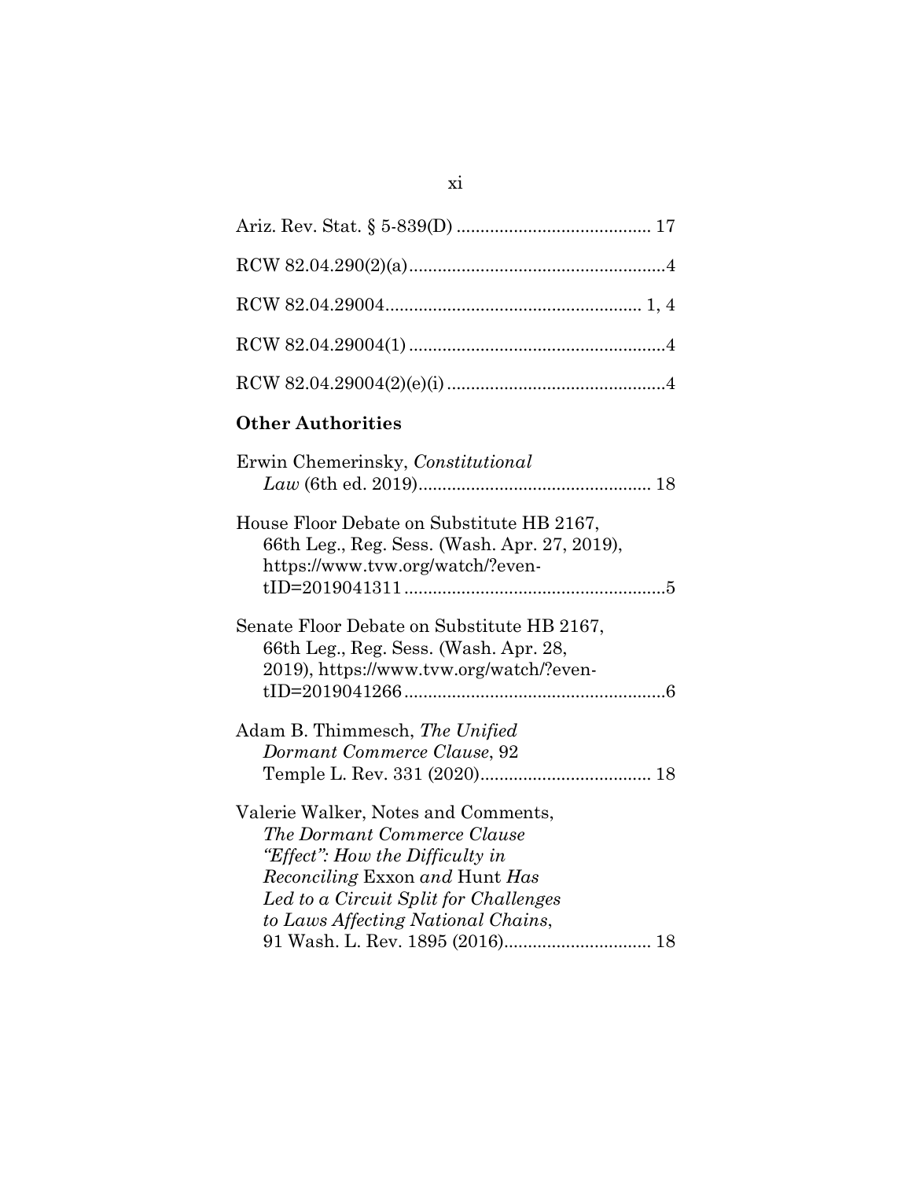Ariz. Rev. Stat. § 5-839(D) ......................................... 17

RCW 82.04.290(2)(a)......................................................4

RCW 82.04.29004...................................................... 1, 4

RCW 82.04.29004(1) ......................................................4

RCW 82.04.29004(2)(e)(i) ..............................................4

### Other Authorities

Erwin Chemerinsky, *Constitutional Law* (6th ed. 2019)................................................. 18

House Floor Debate on Substitute HB 2167, 66th Leg., Reg. Sess. (Wash. Apr. 27, 2019), https://www.tvw.org/watch/?eventID=2019041311.......................................................5

Senate Floor Debate on Substitute HB 2167, 66th Leg., Reg. Sess. (Wash. Apr. 28, 2019), https://www.tvw.org/watch/?eventID=2019041266.......................................................6

Adam B. Thimmesch, *The Unified Dormant Commerce Clause*, 92 Temple L. Rev. 331 (2020).................................... 18

Valerie Walker, Notes and Comments, *The Dormant Commerce Clause "Effect": How the Difficulty in Reconciling* Exxon *and* Hunt *Has Led to a Circuit Split for Challenges to Laws Affecting National Chains*, 91 Wash. L. Rev. 1895 (2016)............................... 18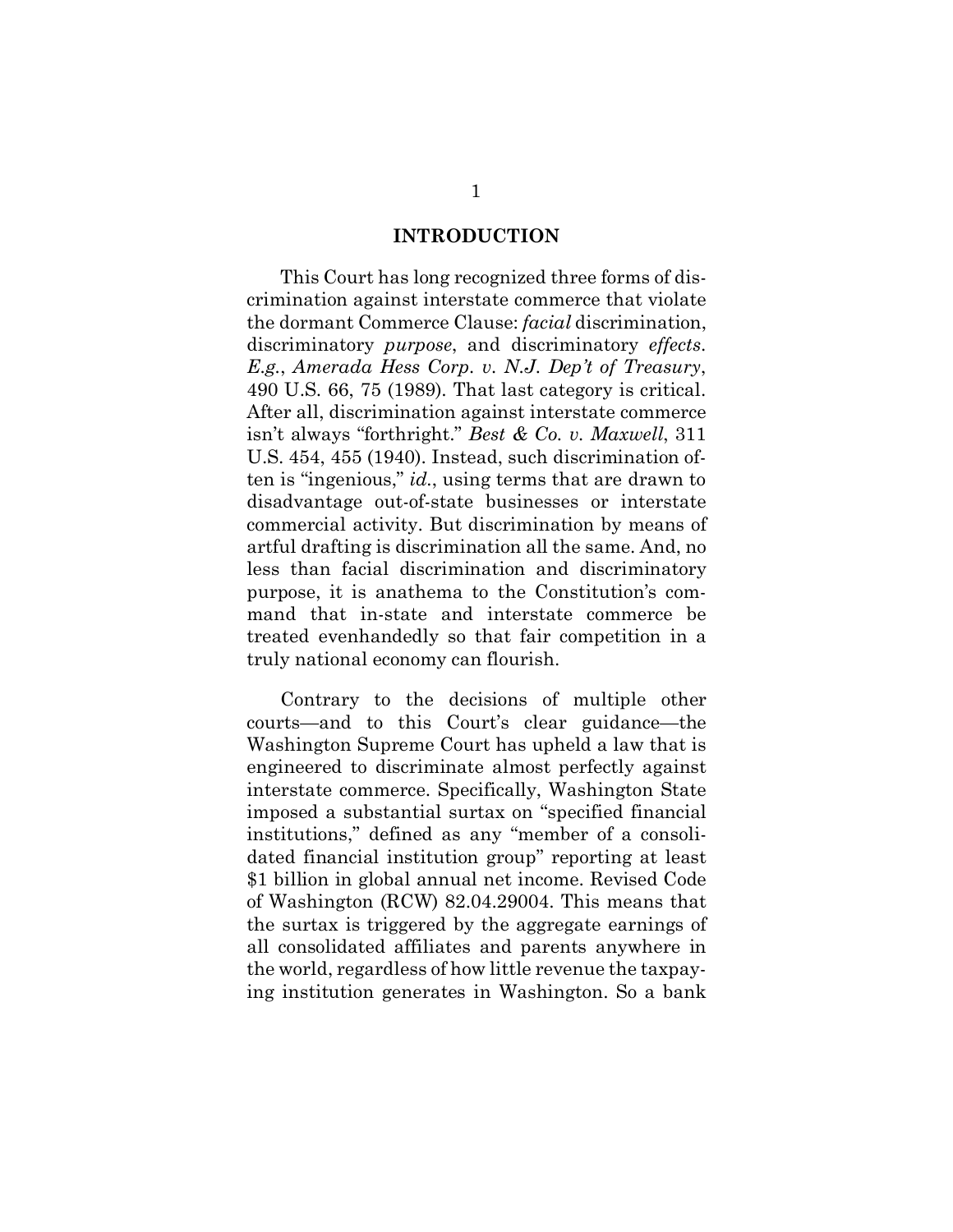## INTRODUCTION

This Court has long recognized three forms of discrimination against interstate commerce that violate the dormant Commerce Clause: *facial* discrimination, discriminatory *purpose*, and discriminatory *effects*. *E.g.*, *Amerada Hess Corp. v. N.J. Dep't of Treasury*, 490 U.S. 66, 75 (1989). That last category is critical. After all, discrimination against interstate commerce isn't always "forthright." *Best & Co. v. Maxwell*, 311 U.S. 454, 455 (1940). Instead, such discrimination often is "ingenious," *id.*, using terms that are drawn to disadvantage out-of-state businesses or interstate commercial activity. But discrimination by means of artful drafting is discrimination all the same. And, no less than facial discrimination and discriminatory purpose, it is anathema to the Constitution's command that in-state and interstate commerce be treated evenhandedly so that fair competition in a truly national economy can flourish.

Contrary to the decisions of multiple other courts—and to this Court's clear guidance—the Washington Supreme Court has upheld a law that is engineered to discriminate almost perfectly against interstate commerce. Specifically, Washington State imposed a substantial surtax on "specified financial institutions," defined as any "member of a consolidated financial institution group" reporting at least $1 billion in global annual net income. Revised Code of Washington (RCW) 82.04.29004. This means that the surtax is triggered by the aggregate earnings of all consolidated affiliates and parents anywhere in the world, regardless of how little revenue the taxpaying institution generates in Washington. So a bank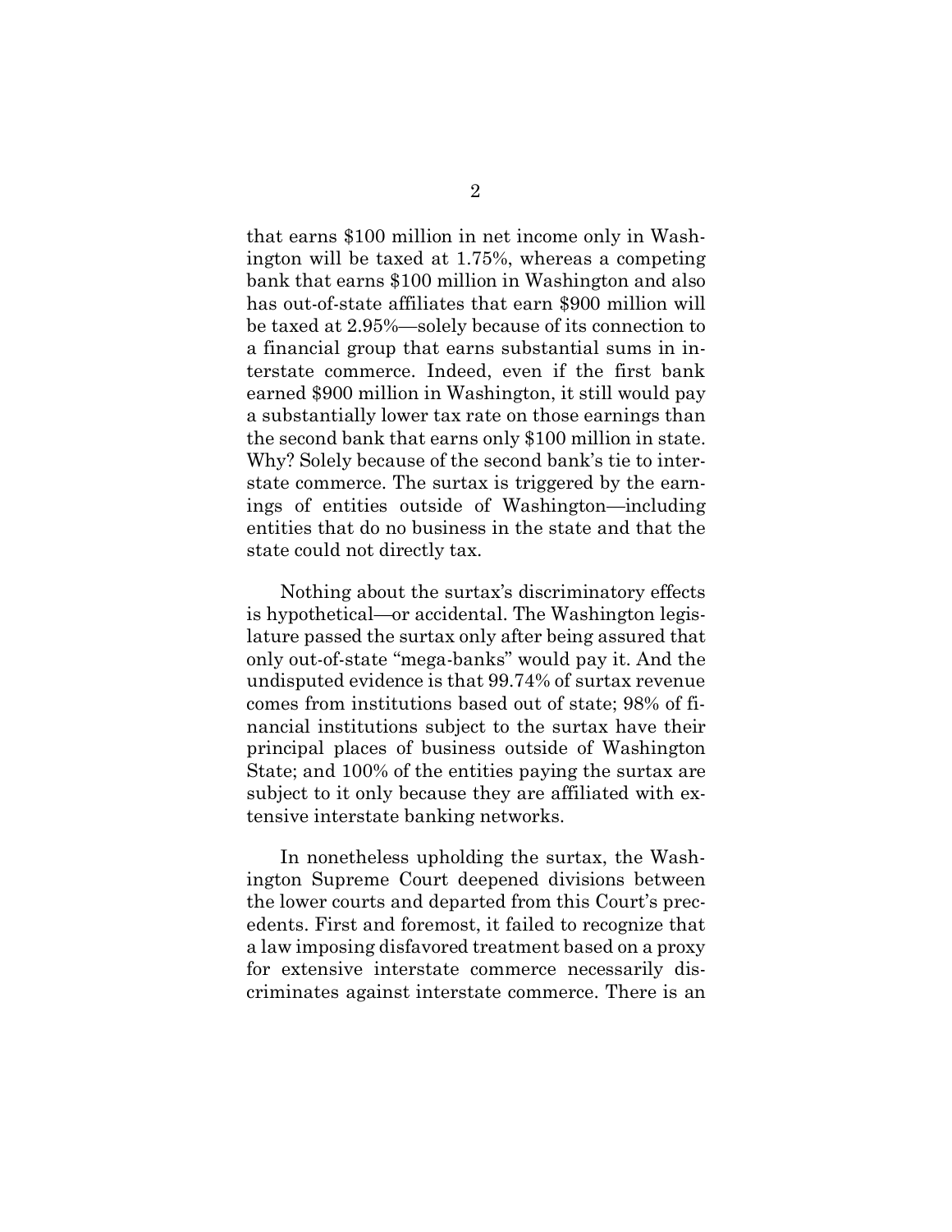that earns $100 million in net income only in Washington will be taxed at 1.75%, whereas a competing bank that earns $100 million in Washington and also has out-of-state affiliates that earn $900 million will be taxed at 2.95%—solely because of its connection to a financial group that earns substantial sums in interstate commerce. Indeed, even if the first bank earned $900 million in Washington, it still would pay a substantially lower tax rate on those earnings than the second bank that earns only $100 million in state. Why? Solely because of the second bank's tie to interstate commerce. The surtax is triggered by the earnings of entities outside of Washington—including entities that do no business in the state and that the state could not directly tax.

Nothing about the surtax's discriminatory effects is hypothetical—or accidental. The Washington legislature passed the surtax only after being assured that only out-of-state "mega-banks" would pay it. And the undisputed evidence is that 99.74% of surtax revenue comes from institutions based out of state; 98% of financial institutions subject to the surtax have their principal places of business outside of Washington State; and 100% of the entities paying the surtax are subject to it only because they are affiliated with extensive interstate banking networks.

In nonetheless upholding the surtax, the Washington Supreme Court deepened divisions between the lower courts and departed from this Court's precedents. First and foremost, it failed to recognize that a law imposing disfavored treatment based on a proxy for extensive interstate commerce necessarily discriminates against interstate commerce. There is an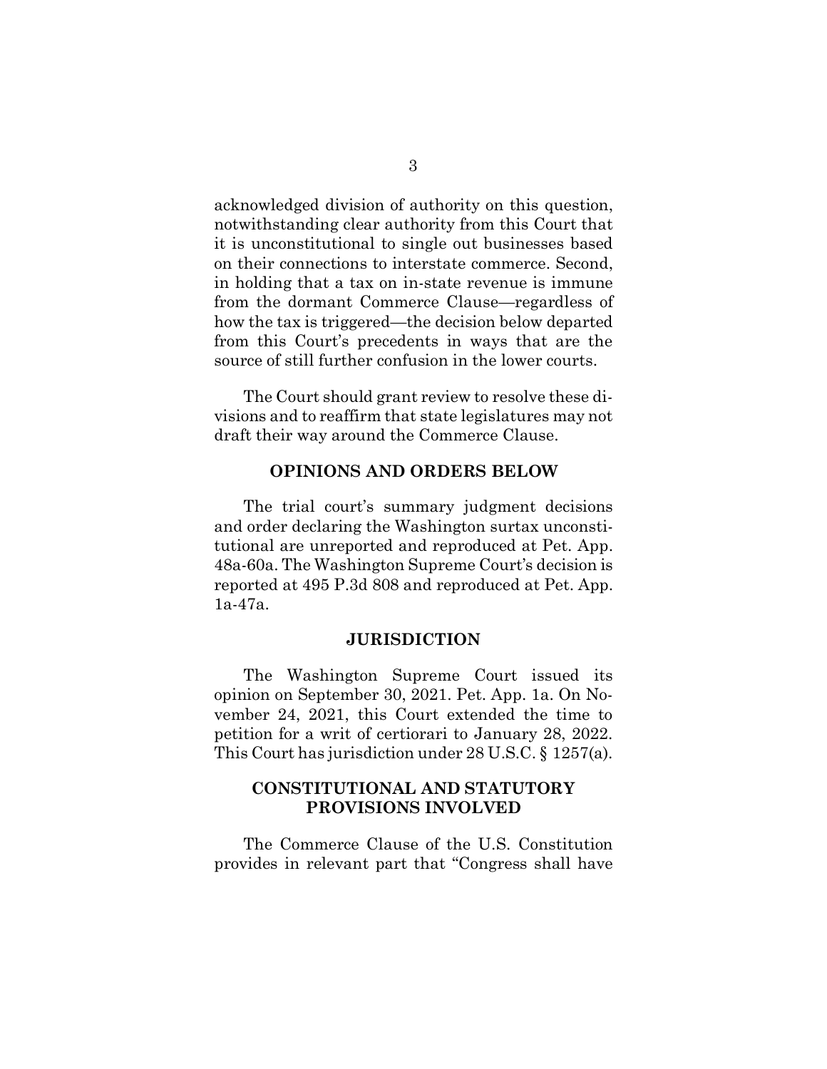acknowledged division of authority on this question, notwithstanding clear authority from this Court that it is unconstitutional to single out businesses based on their connections to interstate commerce. Second, in holding that a tax on in-state revenue is immune from the dormant Commerce Clause—regardless of how the tax is triggered—the decision below departed from this Court's precedents in ways that are the source of still further confusion in the lower courts.

The Court should grant review to resolve these divisions and to reaffirm that state legislatures may not draft their way around the Commerce Clause.

## OPINIONS AND ORDERS BELOW

The trial court's summary judgment decisions and order declaring the Washington surtax unconstitutional are unreported and reproduced at Pet. App. 48a-60a. The Washington Supreme Court's decision is reported at 495 P.3d 808 and reproduced at Pet. App. 1a-47a.

## JURISDICTION

The Washington Supreme Court issued its opinion on September 30, 2021. Pet. App. 1a. On November 24, 2021, this Court extended the time to petition for a writ of certiorari to January 28, 2022. This Court has jurisdiction under 28 U.S.C. § 1257(a).

## CONSTITUTIONAL AND STATUTORY PROVISIONS INVOLVED

The Commerce Clause of the U.S. Constitution provides in relevant part that "Congress shall have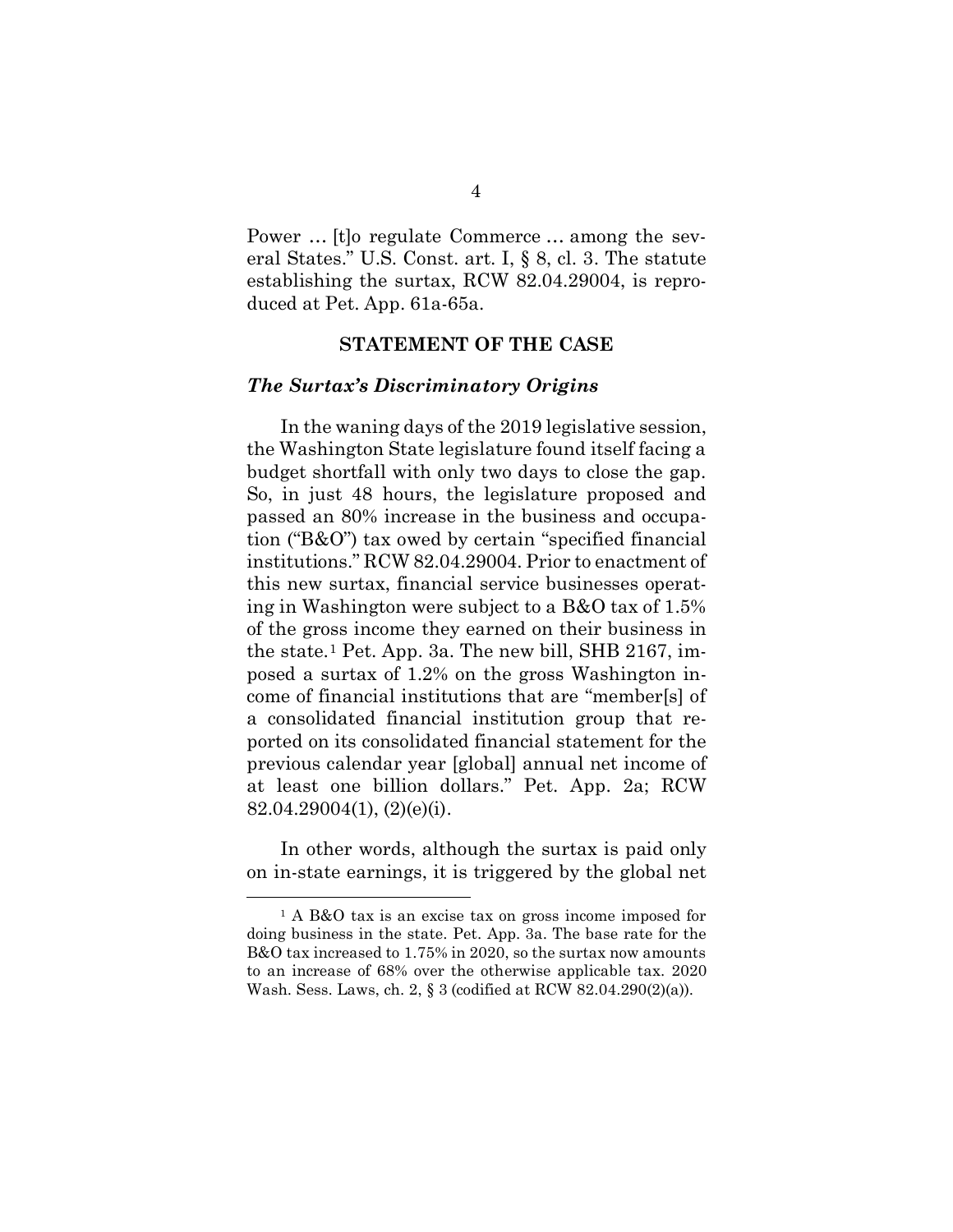Power … [t]o regulate Commerce … among the several States." U.S. Const. art. I, § 8, cl. 3. The statute establishing the surtax, RCW 82.04.29004, is reproduced at Pet. App. 61a-65a.

## STATEMENT OF THE CASE

### *The Surtax's Discriminatory Origins*

In the waning days of the 2019 legislative session, the Washington State legislature found itself facing a budget shortfall with only two days to close the gap. So, in just 48 hours, the legislature proposed and passed an 80% increase in the business and occupation ("B&O") tax owed by certain "specified financial institutions." RCW 82.04.29004. Prior to enactment of this new surtax, financial service businesses operating in Washington were subject to a B&O tax of 1.5% of the gross income they earned on their business in the state.[1] Pet. App. 3a. The new bill, SHB 2167, imposed a surtax of 1.2% on the gross Washington income of financial institutions that are "member[s] of a consolidated financial institution group that reported on its consolidated financial statement for the previous calendar year [global] annual net income of at least one billion dollars." Pet. App. 2a; RCW 82.04.29004(1), (2)(e)(i).

In other words, although the surtax is paid only on in-state earnings, it is triggered by the global net

---

[1] A B&O tax is an excise tax on gross income imposed for doing business in the state. Pet. App. 3a. The base rate for the B&O tax increased to 1.75% in 2020, so the surtax now amounts to an increase of 68% over the otherwise applicable tax. 2020 Wash. Sess. Laws, ch. 2, § 3 (codified at RCW 82.04.290(2)(a)).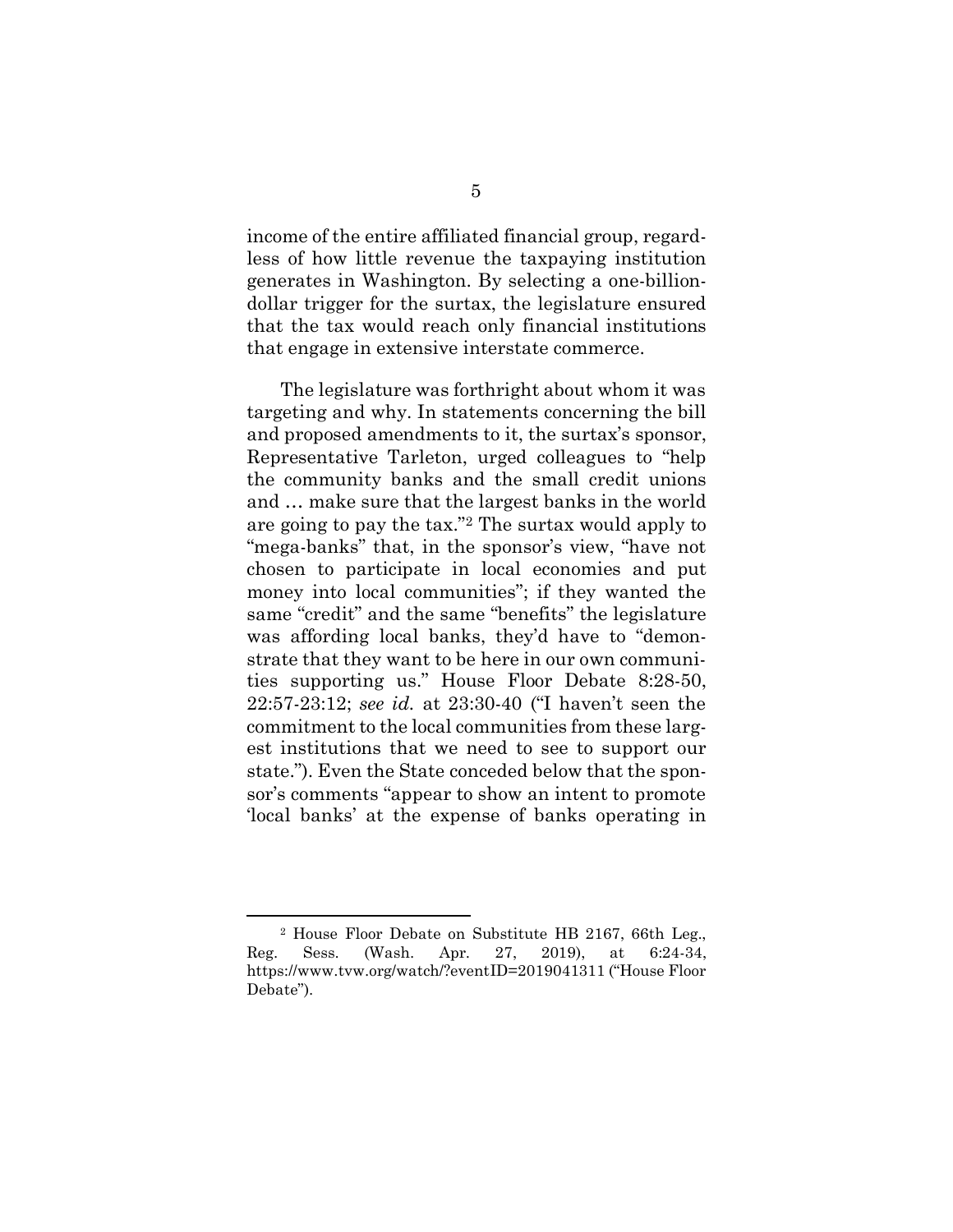income of the entire affiliated financial group, regardless of how little revenue the taxpaying institution generates in Washington. By selecting a one-billion-dollar trigger for the surtax, the legislature ensured that the tax would reach only financial institutions that engage in extensive interstate commerce.

The legislature was forthright about whom it was targeting and why. In statements concerning the bill and proposed amendments to it, the surtax's sponsor, Representative Tarleton, urged colleagues to "help the community banks and the small credit unions and … make sure that the largest banks in the world are going to pay the tax."[2] The surtax would apply to "mega-banks" that, in the sponsor's view, "have not chosen to participate in local economies and put money into local communities"; if they wanted the same "credit" and the same "benefits" the legislature was affording local banks, they'd have to "demonstrate that they want to be here in our own communities supporting us." House Floor Debate 8:28-50, 22:57-23:12; *see id.* at 23:30-40 ("I haven't seen the commitment to the local communities from these largest institutions that we need to see to support our state."). Even the State conceded below that the sponsor's comments "appear to show an intent to promote 'local banks' at the expense of banks operating in

---

[2] House Floor Debate on Substitute HB 2167, 66th Leg., Reg. Sess. (Wash. Apr. 27, 2019), at 6:24-34, https://www.tvw.org/watch/?eventID=2019041311 ("House Floor Debate").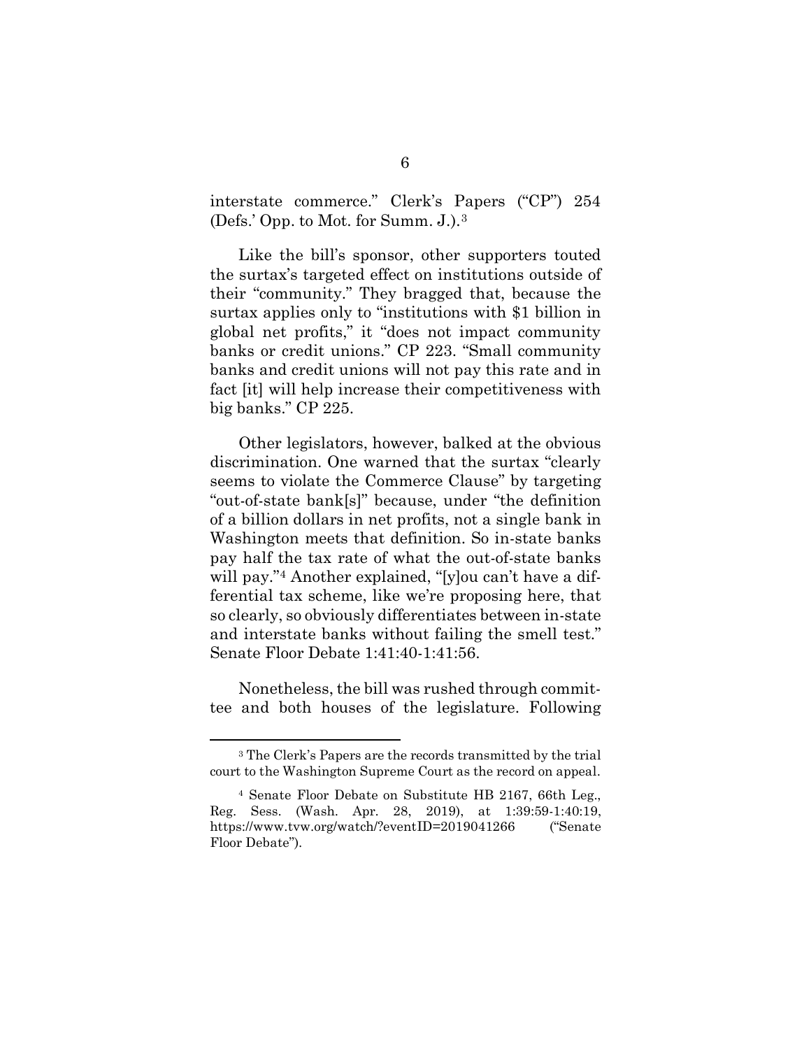interstate commerce." Clerk's Papers ("CP") 254 (Defs.' Opp. to Mot. for Summ. J.).[3]

Like the bill's sponsor, other supporters touted the surtax's targeted effect on institutions outside of their "community." They bragged that, because the surtax applies only to "institutions with $1 billion in global net profits," it "does not impact community banks or credit unions." CP 223. "Small community banks and credit unions will not pay this rate and in fact [it] will help increase their competitiveness with big banks." CP 225.

Other legislators, however, balked at the obvious discrimination. One warned that the surtax "clearly seems to violate the Commerce Clause" by targeting "out-of-state bank[s]" because, under "the definition of a billion dollars in net profits, not a single bank in Washington meets that definition. So in-state banks pay half the tax rate of what the out-of-state banks will pay."[4] Another explained, "[y]ou can't have a differential tax scheme, like we're proposing here, that so clearly, so obviously differentiates between in-state and interstate banks without failing the smell test." Senate Floor Debate 1:41:40-1:41:56.

Nonetheless, the bill was rushed through committee and both houses of the legislature. Following

---

[3] The Clerk's Papers are the records transmitted by the trial court to the Washington Supreme Court as the record on appeal.

[4] Senate Floor Debate on Substitute HB 2167, 66th Leg., Reg. Sess. (Wash. Apr. 28, 2019), at 1:39:59-1:40:19, https://www.tvw.org/watch/?eventID=2019041266 ("Senate Floor Debate").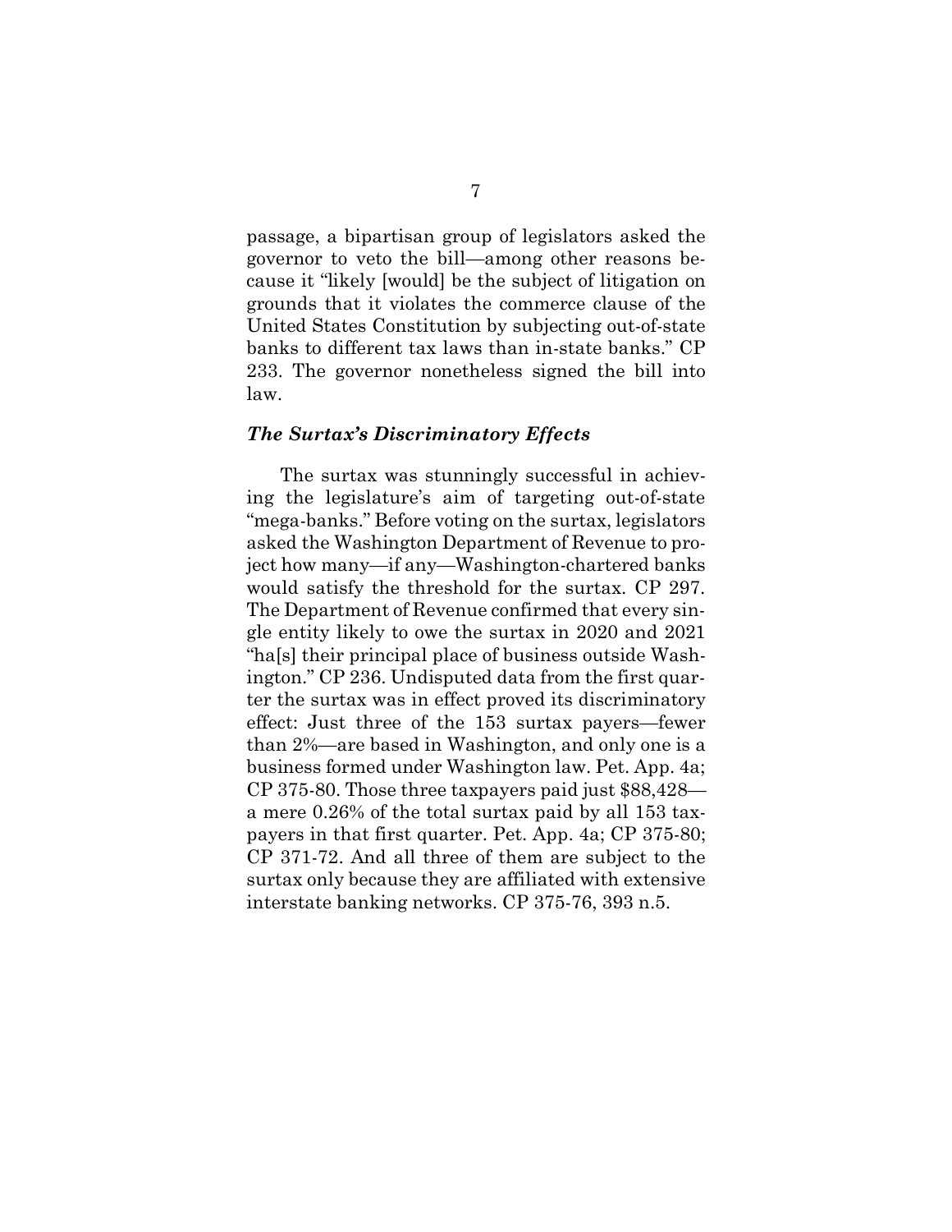passage, a bipartisan group of legislators asked the governor to veto the bill—among other reasons because it "likely [would] be the subject of litigation on grounds that it violates the commerce clause of the United States Constitution by subjecting out-of-state banks to different tax laws than in-state banks." CP 233. The governor nonetheless signed the bill into law.

### *The Surtax's Discriminatory Effects*

The surtax was stunningly successful in achieving the legislature's aim of targeting out-of-state "mega-banks." Before voting on the surtax, legislators asked the Washington Department of Revenue to project how many—if any—Washington-chartered banks would satisfy the threshold for the surtax. CP 297. The Department of Revenue confirmed that every single entity likely to owe the surtax in 2020 and 2021 "ha[s] their principal place of business outside Washington." CP 236. Undisputed data from the first quarter the surtax was in effect proved its discriminatory effect: Just three of the 153 surtax payers—fewer than 2%—are based in Washington, and only one is a business formed under Washington law. Pet. App. 4a; CP 375-80. Those three taxpayers paid just $88,428—a mere 0.26% of the total surtax paid by all 153 taxpayers in that first quarter. Pet. App. 4a; CP 375-80; CP 371-72. And all three of them are subject to the surtax only because they are affiliated with extensive interstate banking networks. CP 375-76, 393 n.5.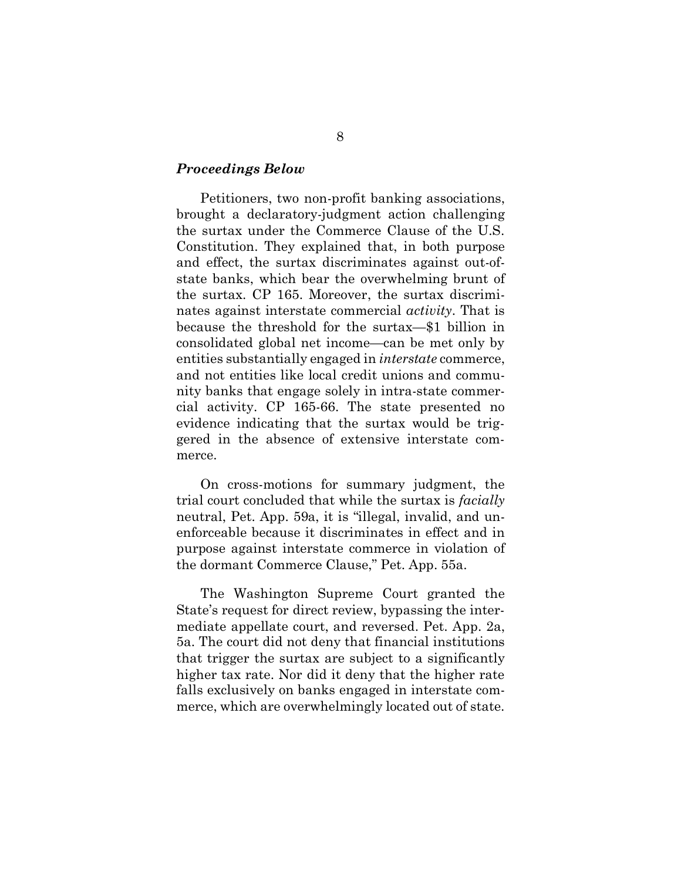### *Proceedings Below*

Petitioners, two non-profit banking associations, brought a declaratory-judgment action challenging the surtax under the Commerce Clause of the U.S. Constitution. They explained that, in both purpose and effect, the surtax discriminates against out-of-state banks, which bear the overwhelming brunt of the surtax. CP 165. Moreover, the surtax discriminates against interstate commercial *activity*. That is because the threshold for the surtax—$1 billion in consolidated global net income—can be met only by entities substantially engaged in *interstate* commerce, and not entities like local credit unions and community banks that engage solely in intra-state commercial activity. CP 165-66. The state presented no evidence indicating that the surtax would be triggered in the absence of extensive interstate commerce.

On cross-motions for summary judgment, the trial court concluded that while the surtax is *facially* neutral, Pet. App. 59a, it is "illegal, invalid, and unenforceable because it discriminates in effect and in purpose against interstate commerce in violation of the dormant Commerce Clause," Pet. App. 55a.

The Washington Supreme Court granted the State's request for direct review, bypassing the intermediate appellate court, and reversed. Pet. App. 2a, 5a. The court did not deny that financial institutions that trigger the surtax are subject to a significantly higher tax rate. Nor did it deny that the higher rate falls exclusively on banks engaged in interstate commerce, which are overwhelmingly located out of state.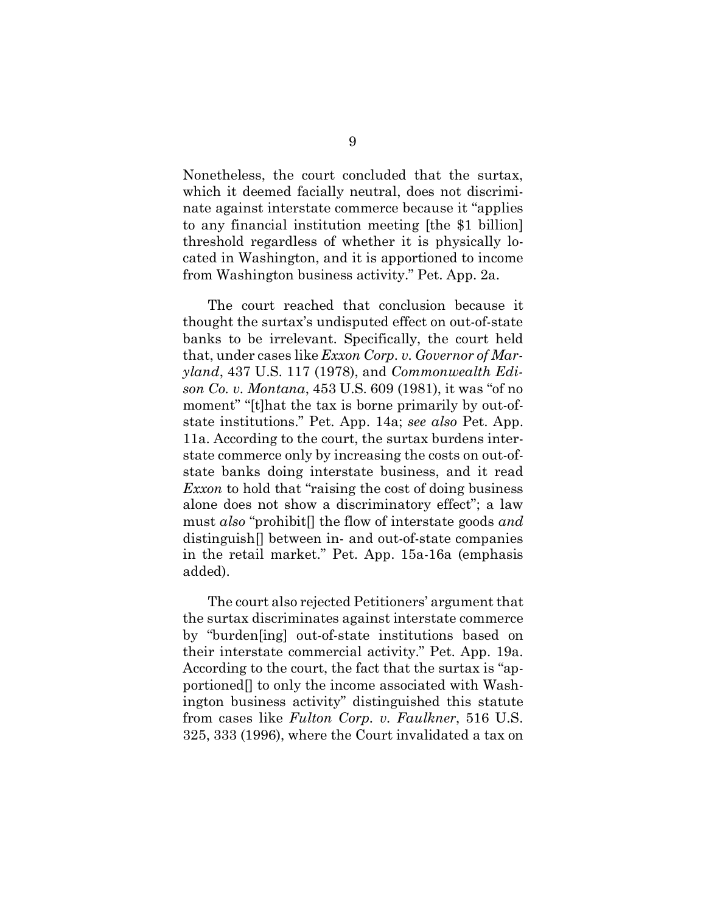Nonetheless, the court concluded that the surtax, which it deemed facially neutral, does not discriminate against interstate commerce because it "applies to any financial institution meeting [the $1 billion] threshold regardless of whether it is physically located in Washington, and it is apportioned to income from Washington business activity." Pet. App. 2a.

The court reached that conclusion because it thought the surtax's undisputed effect on out-of-state banks to be irrelevant. Specifically, the court held that, under cases like *Exxon Corp. v. Governor of Maryland*, 437 U.S. 117 (1978), and *Commonwealth Edison Co. v. Montana*, 453 U.S. 609 (1981), it was "of no moment" "[t]hat the tax is borne primarily by out-of-state institutions." Pet. App. 14a; *see also* Pet. App. 11a. According to the court, the surtax burdens interstate commerce only by increasing the costs on out-of-state banks doing interstate business, and it read *Exxon* to hold that "raising the cost of doing business alone does not show a discriminatory effect"; a law must *also* "prohibit[] the flow of interstate goods *and* distinguish[] between in- and out-of-state companies in the retail market." Pet. App. 15a-16a (emphasis added).

The court also rejected Petitioners' argument that the surtax discriminates against interstate commerce by "burden[ing] out-of-state institutions based on their interstate commercial activity." Pet. App. 19a. According to the court, the fact that the surtax is "apportioned[] to only the income associated with Washington business activity" distinguished this statute from cases like *Fulton Corp. v. Faulkner*, 516 U.S. 325, 333 (1996), where the Court invalidated a tax on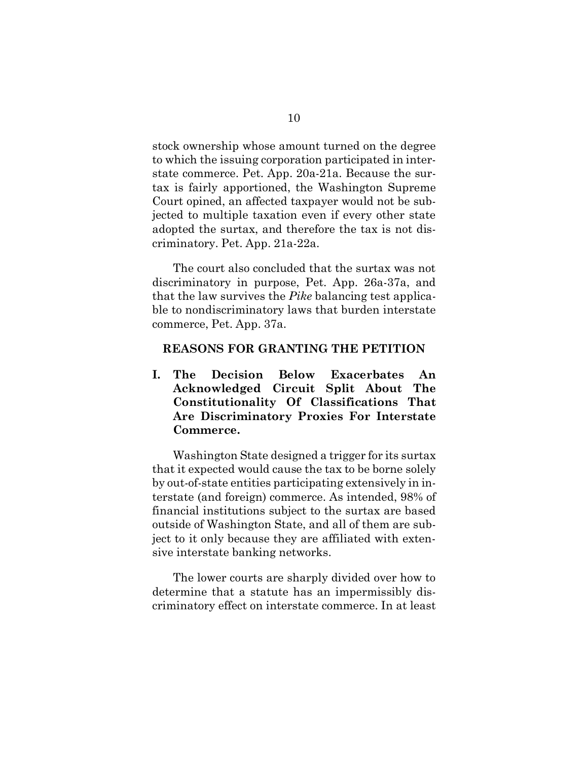stock ownership whose amount turned on the degree to which the issuing corporation participated in interstate commerce. Pet. App. 20a-21a. Because the surtax is fairly apportioned, the Washington Supreme Court opined, an affected taxpayer would not be subjected to multiple taxation even if every other state adopted the surtax, and therefore the tax is not discriminatory. Pet. App. 21a-22a.

The court also concluded that the surtax was not discriminatory in purpose, Pet. App. 26a-37a, and that the law survives the *Pike* balancing test applicable to nondiscriminatory laws that burden interstate commerce, Pet. App. 37a.

## REASONS FOR GRANTING THE PETITION

### I. The Decision Below Exacerbates An Acknowledged Circuit Split About The Constitutionality Of Classifications That Are Discriminatory Proxies For Interstate Commerce.

Washington State designed a trigger for its surtax that it expected would cause the tax to be borne solely by out-of-state entities participating extensively in interstate (and foreign) commerce. As intended, 98% of financial institutions subject to the surtax are based outside of Washington State, and all of them are subject to it only because they are affiliated with extensive interstate banking networks.

The lower courts are sharply divided over how to determine that a statute has an impermissibly discriminatory effect on interstate commerce. In at least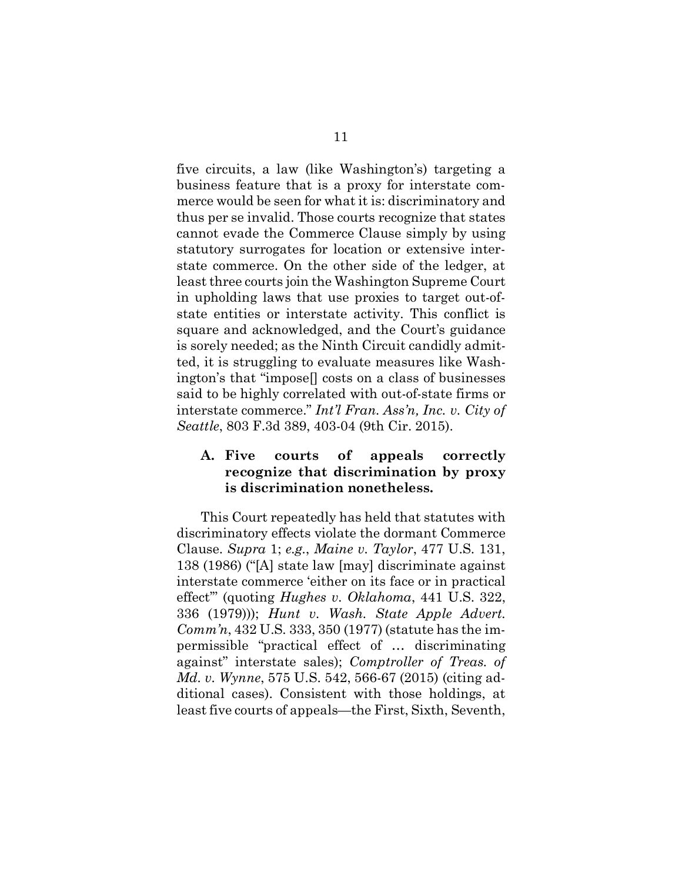five circuits, a law (like Washington's) targeting a business feature that is a proxy for interstate commerce would be seen for what it is: discriminatory and thus per se invalid. Those courts recognize that states cannot evade the Commerce Clause simply by using statutory surrogates for location or extensive interstate commerce. On the other side of the ledger, at least three courts join the Washington Supreme Court in upholding laws that use proxies to target out-of-state entities or interstate activity. This conflict is square and acknowledged, and the Court's guidance is sorely needed; as the Ninth Circuit candidly admitted, it is struggling to evaluate measures like Washington's that "impose[] costs on a class of businesses said to be highly correlated with out-of-state firms or interstate commerce." *Int'l Fran. Ass'n, Inc. v. City of Seattle*, 803 F.3d 389, 403-04 (9th Cir. 2015).

### A. Five courts of appeals correctly recognize that discrimination by proxy is discrimination nonetheless.

This Court repeatedly has held that statutes with discriminatory effects violate the dormant Commerce Clause. *Supra* 1; *e.g.*, *Maine v. Taylor*, 477 U.S. 131, 138 (1986) ("[A] state law [may] discriminate against interstate commerce 'either on its face or in practical effect'" (quoting *Hughes v. Oklahoma*, 441 U.S. 322, 336 (1979))); *Hunt v. Wash. State Apple Advert. Comm'n*, 432 U.S. 333, 350 (1977) (statute has the impermissible "practical effect of … discriminating against" interstate sales); *Comptroller of Treas. of Md. v. Wynne*, 575 U.S. 542, 566-67 (2015) (citing additional cases). Consistent with those holdings, at least five courts of appeals—the First, Sixth, Seventh,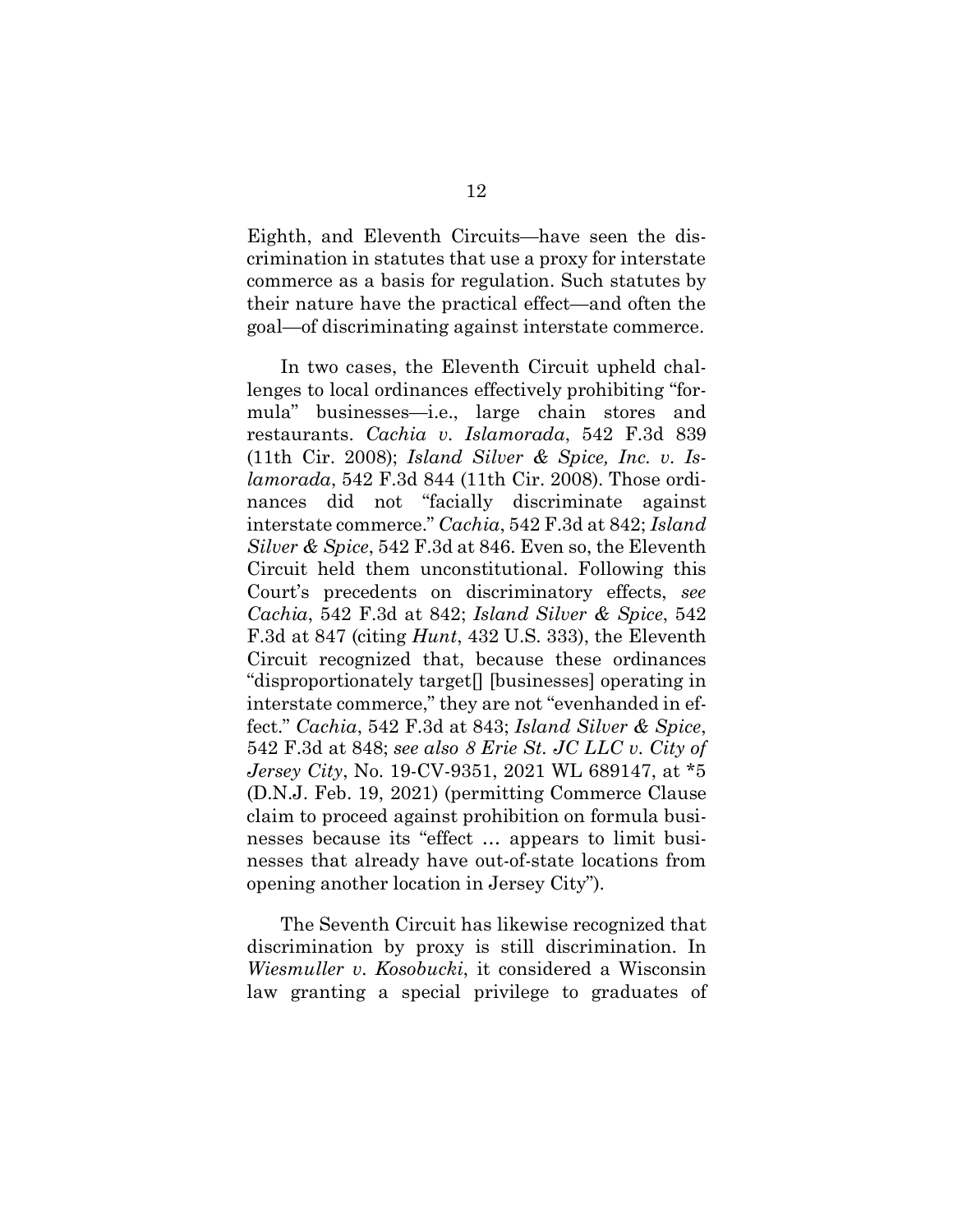Eighth, and Eleventh Circuits—have seen the discrimination in statutes that use a proxy for interstate commerce as a basis for regulation. Such statutes by their nature have the practical effect—and often the goal—of discriminating against interstate commerce.

In two cases, the Eleventh Circuit upheld challenges to local ordinances effectively prohibiting "formula" businesses—i.e., large chain stores and restaurants. *Cachia v. Islamorada*, 542 F.3d 839 (11th Cir. 2008); *Island Silver & Spice, Inc. v. Islamorada*, 542 F.3d 844 (11th Cir. 2008). Those ordinances did not "facially discriminate against interstate commerce." *Cachia*, 542 F.3d at 842; *Island Silver & Spice*, 542 F.3d at 846. Even so, the Eleventh Circuit held them unconstitutional. Following this Court's precedents on discriminatory effects, *see Cachia*, 542 F.3d at 842; *Island Silver & Spice*, 542 F.3d at 847 (citing *Hunt*, 432 U.S. 333), the Eleventh Circuit recognized that, because these ordinances "disproportionately target[] [businesses] operating in interstate commerce," they are not "evenhanded in effect." *Cachia*, 542 F.3d at 843; *Island Silver & Spice*, 542 F.3d at 848; *see also 8 Erie St. JC LLC v. City of Jersey City*, No. 19-CV-9351, 2021 WL 689147, at *5 (D.N.J. Feb. 19, 2021) (permitting Commerce Clause claim to proceed against prohibition on formula businesses because its "effect … appears to limit businesses that already have out-of-state locations from opening another location in Jersey City").

The Seventh Circuit has likewise recognized that discrimination by proxy is still discrimination. In *Wiesmuller v. Kosobucki*, it considered a Wisconsin law granting a special privilege to graduates of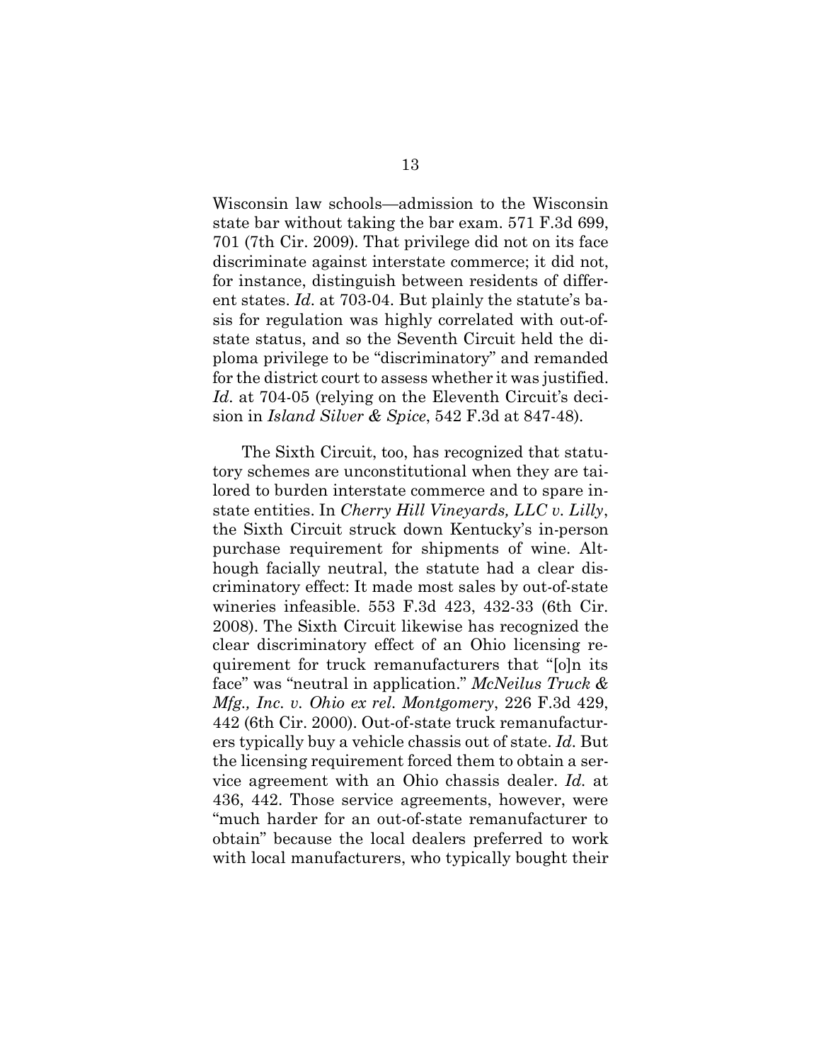Wisconsin law schools—admission to the Wisconsin state bar without taking the bar exam. 571 F.3d 699, 701 (7th Cir. 2009). That privilege did not on its face discriminate against interstate commerce; it did not, for instance, distinguish between residents of different states. *Id.* at 703-04. But plainly the statute's basis for regulation was highly correlated with out-of-state status, and so the Seventh Circuit held the diploma privilege to be "discriminatory" and remanded for the district court to assess whether it was justified. *Id.* at 704-05 (relying on the Eleventh Circuit's decision in *Island Silver & Spice*, 542 F.3d at 847-48).

The Sixth Circuit, too, has recognized that statutory schemes are unconstitutional when they are tailored to burden interstate commerce and to spare in-state entities. In *Cherry Hill Vineyards, LLC v. Lilly*, the Sixth Circuit struck down Kentucky's in-person purchase requirement for shipments of wine. Although facially neutral, the statute had a clear discriminatory effect: It made most sales by out-of-state wineries infeasible. 553 F.3d 423, 432-33 (6th Cir. 2008). The Sixth Circuit likewise has recognized the clear discriminatory effect of an Ohio licensing requirement for truck remanufacturers that "[o]n its face" was "neutral in application." *McNeilus Truck & Mfg., Inc. v. Ohio ex rel. Montgomery*, 226 F.3d 429, 442 (6th Cir. 2000). Out-of-state truck remanufacturers typically buy a vehicle chassis out of state. *Id.* But the licensing requirement forced them to obtain a service agreement with an Ohio chassis dealer. *Id.* at 436, 442. Those service agreements, however, were "much harder for an out-of-state remanufacturer to obtain" because the local dealers preferred to work with local manufacturers, who typically bought their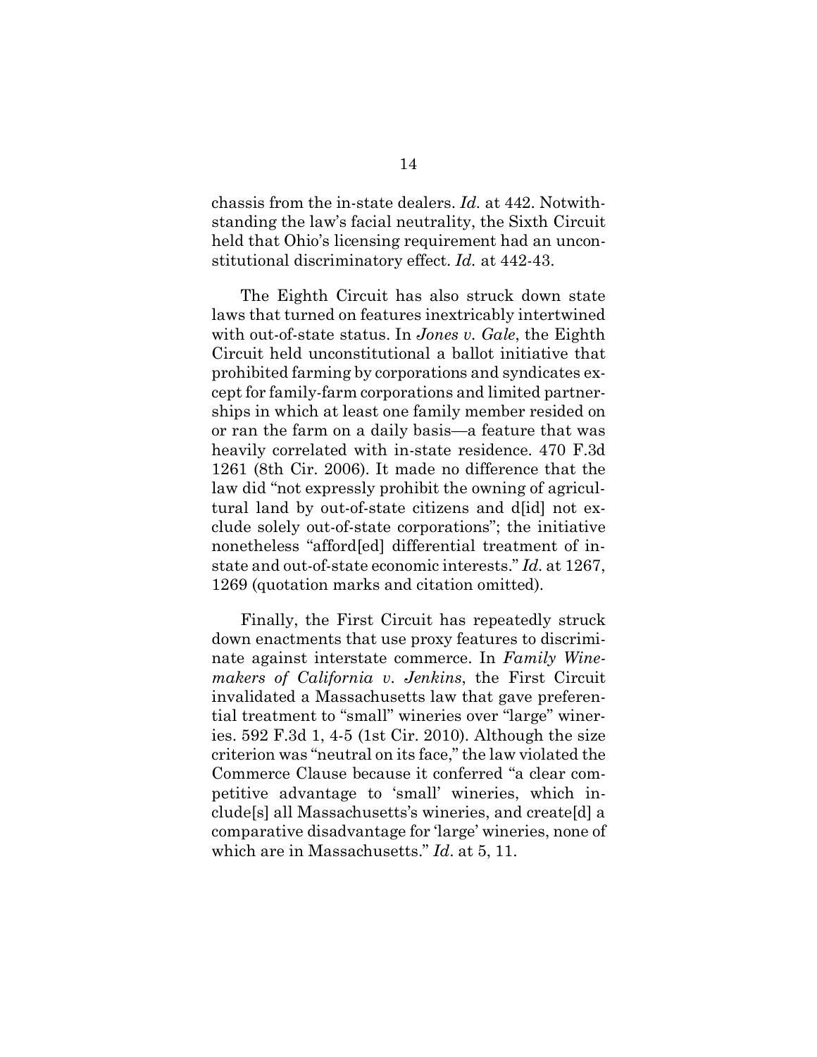chassis from the in-state dealers. *Id.* at 442. Notwithstanding the law's facial neutrality, the Sixth Circuit held that Ohio's licensing requirement had an unconstitutional discriminatory effect. *Id.* at 442-43.

The Eighth Circuit has also struck down state laws that turned on features inextricably intertwined with out-of-state status. In *Jones v. Gale*, the Eighth Circuit held unconstitutional a ballot initiative that prohibited farming by corporations and syndicates except for family-farm corporations and limited partnerships in which at least one family member resided on or ran the farm on a daily basis—a feature that was heavily correlated with in-state residence. 470 F.3d 1261 (8th Cir. 2006). It made no difference that the law did "not expressly prohibit the owning of agricultural land by out-of-state citizens and d[id] not exclude solely out-of-state corporations"; the initiative nonetheless "afford[ed] differential treatment of in-state and out-of-state economic interests." *Id.* at 1267, 1269 (quotation marks and citation omitted).

Finally, the First Circuit has repeatedly struck down enactments that use proxy features to discriminate against interstate commerce. In *Family Winemakers of California v. Jenkins*, the First Circuit invalidated a Massachusetts law that gave preferential treatment to "small" wineries over "large" wineries. 592 F.3d 1, 4-5 (1st Cir. 2010). Although the size criterion was "neutral on its face," the law violated the Commerce Clause because it conferred "a clear competitive advantage to 'small' wineries, which include[s] all Massachusetts's wineries, and create[d] a comparative disadvantage for 'large' wineries, none of which are in Massachusetts." *Id*. at 5, 11.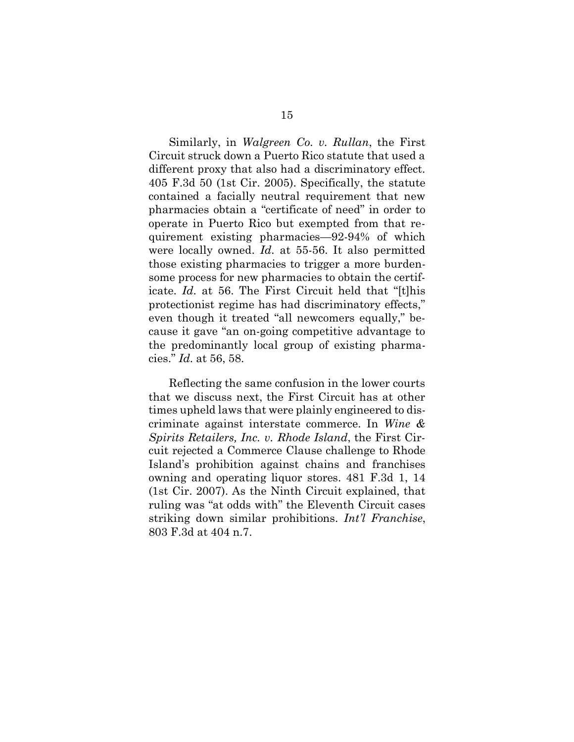Similarly, in *Walgreen Co. v. Rullan*, the First Circuit struck down a Puerto Rico statute that used a different proxy that also had a discriminatory effect. 405 F.3d 50 (1st Cir. 2005). Specifically, the statute contained a facially neutral requirement that new pharmacies obtain a "certificate of need" in order to operate in Puerto Rico but exempted from that requirement existing pharmacies—92-94% of which were locally owned. *Id.* at 55-56. It also permitted those existing pharmacies to trigger a more burdensome process for new pharmacies to obtain the certificate. *Id.* at 56. The First Circuit held that "[t]his protectionist regime has had discriminatory effects," even though it treated "all newcomers equally," because it gave "an on-going competitive advantage to the predominantly local group of existing pharmacies." *Id.* at 56, 58.

Reflecting the same confusion in the lower courts that we discuss next, the First Circuit has at other times upheld laws that were plainly engineered to discriminate against interstate commerce. In *Wine & Spirits Retailers, Inc. v. Rhode Island*, the First Circuit rejected a Commerce Clause challenge to Rhode Island's prohibition against chains and franchises owning and operating liquor stores. 481 F.3d 1, 14 (1st Cir. 2007). As the Ninth Circuit explained, that ruling was "at odds with" the Eleventh Circuit cases striking down similar prohibitions. *Int'l Franchise*, 803 F.3d at 404 n.7.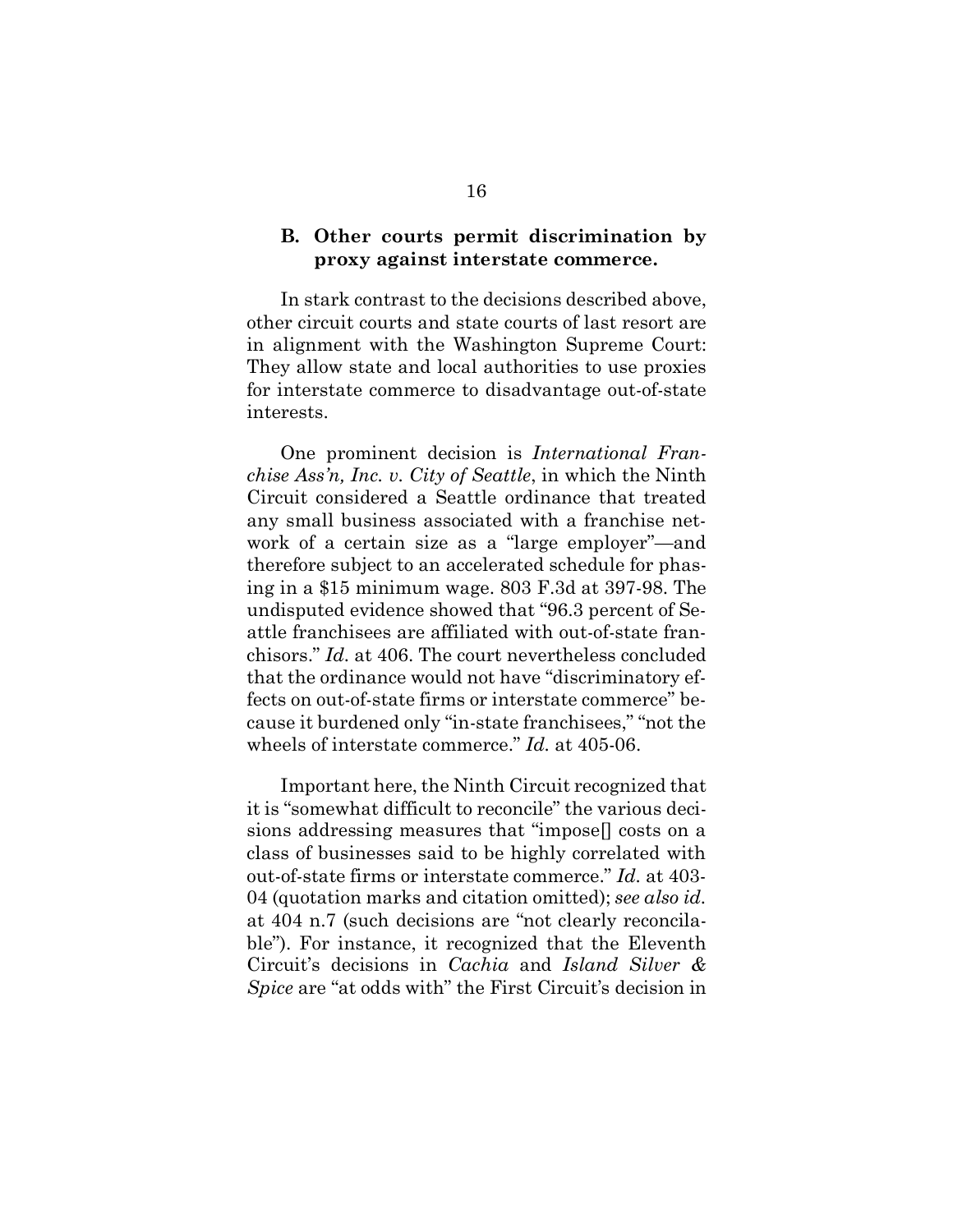### B. Other courts permit discrimination by proxy against interstate commerce.

In stark contrast to the decisions described above, other circuit courts and state courts of last resort are in alignment with the Washington Supreme Court: They allow state and local authorities to use proxies for interstate commerce to disadvantage out-of-state interests.

One prominent decision is *International Franchise Ass'n, Inc. v. City of Seattle*, in which the Ninth Circuit considered a Seattle ordinance that treated any small business associated with a franchise network of a certain size as a "large employer"—and therefore subject to an accelerated schedule for phasing in a $15 minimum wage. 803 F.3d at 397-98. The undisputed evidence showed that "96.3 percent of Seattle franchisees are affiliated with out-of-state franchisors." *Id.* at 406. The court nevertheless concluded that the ordinance would not have "discriminatory effects on out-of-state firms or interstate commerce" because it burdened only "in-state franchisees," "not the wheels of interstate commerce." *Id.* at 405-06.

Important here, the Ninth Circuit recognized that it is "somewhat difficult to reconcile" the various decisions addressing measures that "impose[] costs on a class of businesses said to be highly correlated with out-of-state firms or interstate commerce." *Id.* at 403-04 (quotation marks and citation omitted); *see also id.* at 404 n.7 (such decisions are "not clearly reconcilable"). For instance, it recognized that the Eleventh Circuit's decisions in *Cachia* and *Island Silver & Spice* are "at odds with" the First Circuit's decision in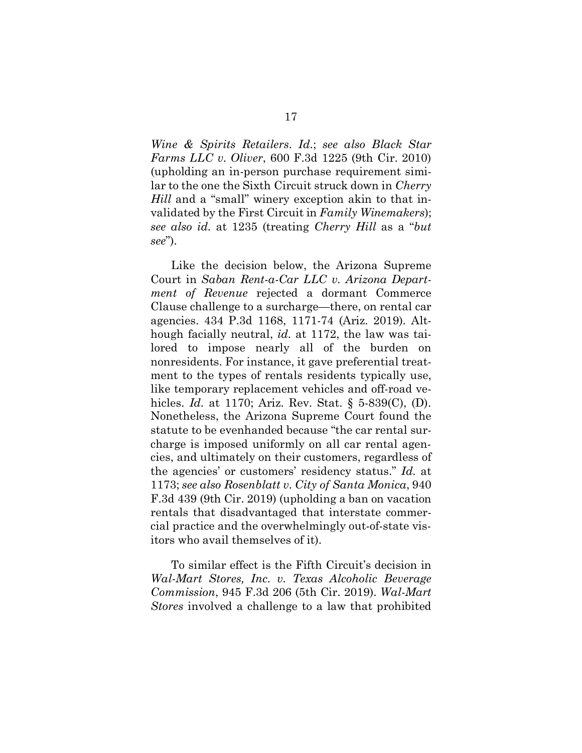*Wine & Spirits Retailers*. *Id.*; *see also Black Star Farms LLC v. Oliver*, 600 F.3d 1225 (9th Cir. 2010) (upholding an in-person purchase requirement similar to the one the Sixth Circuit struck down in *Cherry Hill* and a "small" winery exception akin to that invalidated by the First Circuit in *Family Winemakers*); *see also id.* at 1235 (treating *Cherry Hill* as a "*but see*").

Like the decision below, the Arizona Supreme Court in *Saban Rent-a-Car LLC v. Arizona Department of Revenue* rejected a dormant Commerce Clause challenge to a surcharge—there, on rental car agencies. 434 P.3d 1168, 1171-74 (Ariz. 2019). Although facially neutral, *id.* at 1172, the law was tailored to impose nearly all of the burden on nonresidents. For instance, it gave preferential treatment to the types of rentals residents typically use, like temporary replacement vehicles and off-road vehicles. *Id.* at 1170; Ariz. Rev. Stat. § 5-839(C), (D). Nonetheless, the Arizona Supreme Court found the statute to be evenhanded because "the car rental surcharge is imposed uniformly on all car rental agencies, and ultimately on their customers, regardless of the agencies' or customers' residency status." *Id.* at 1173; *see also Rosenblatt v. City of Santa Monica*, 940 F.3d 439 (9th Cir. 2019) (upholding a ban on vacation rentals that disadvantaged that interstate commercial practice and the overwhelmingly out-of-state visitors who avail themselves of it).

To similar effect is the Fifth Circuit's decision in *Wal-Mart Stores, Inc. v. Texas Alcoholic Beverage Commission*, 945 F.3d 206 (5th Cir. 2019). *Wal-Mart Stores* involved a challenge to a law that prohibited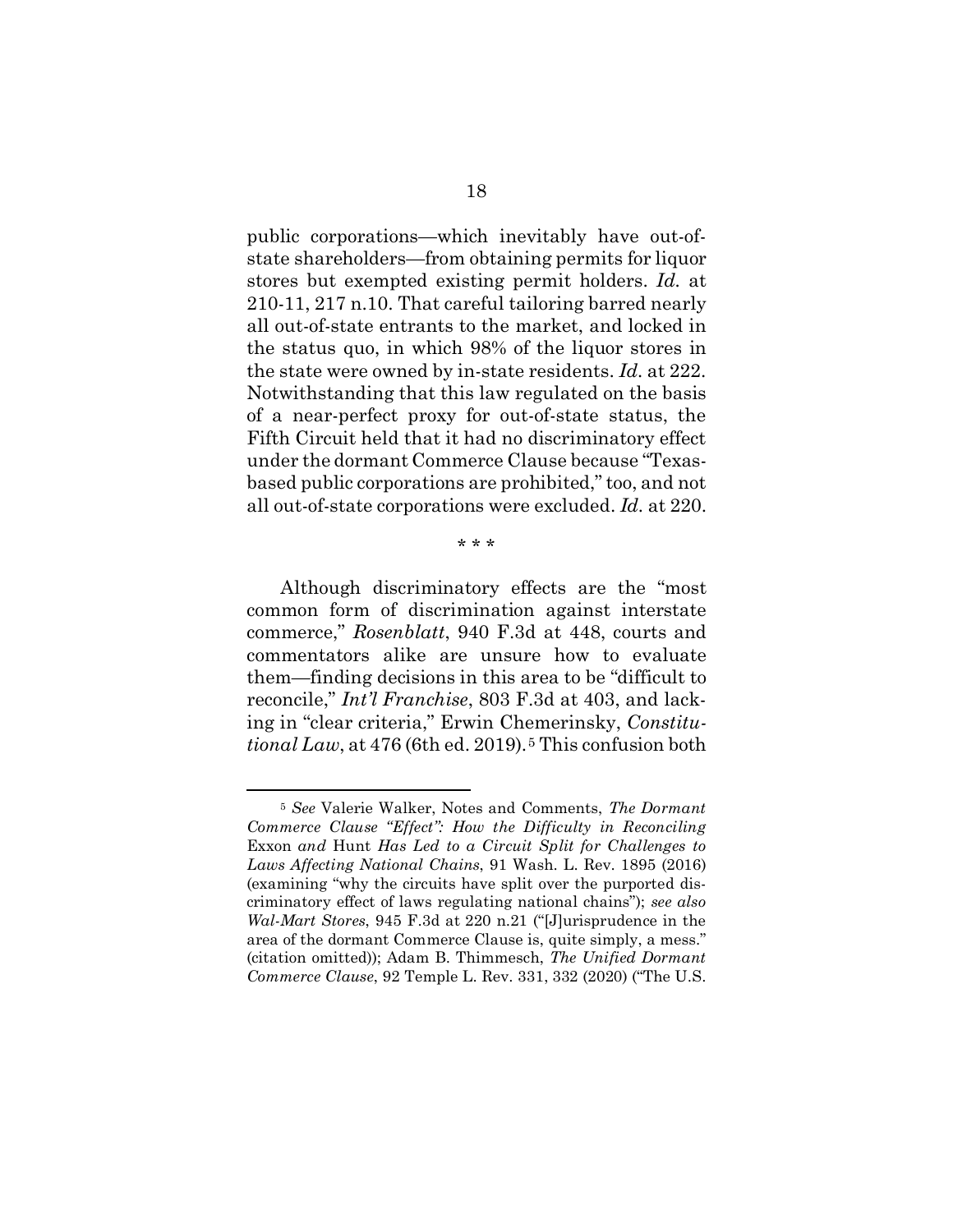public corporations—which inevitably have out-of-state shareholders—from obtaining permits for liquor stores but exempted existing permit holders. *Id.* at 210-11, 217 n.10. That careful tailoring barred nearly all out-of-state entrants to the market, and locked in the status quo, in which 98% of the liquor stores in the state were owned by in-state residents. *Id.* at 222. Notwithstanding that this law regulated on the basis of a near-perfect proxy for out-of-state status, the Fifth Circuit held that it had no discriminatory effect under the dormant Commerce Clause because "Texas-based public corporations are prohibited," too, and not all out-of-state corporations were excluded. *Id.* at 220.

\* \* \*

Although discriminatory effects are the "most common form of discrimination against interstate commerce," *Rosenblatt*, 940 F.3d at 448, courts and commentators alike are unsure how to evaluate them—finding decisions in this area to be "difficult to reconcile," *Int'l Franchise*, 803 F.3d at 403, and lacking in "clear criteria," Erwin Chemerinsky, *Constitutional Law*, at 476 (6th ed. 2019).[5] This confusion both

---

[5] *See* Valerie Walker, Notes and Comments, *The Dormant Commerce Clause "Effect": How the Difficulty in Reconciling* Exxon *and* Hunt *Has Led to a Circuit Split for Challenges to Laws Affecting National Chains*, 91 Wash. L. Rev. 1895 (2016) (examining "why the circuits have split over the purported discriminatory effect of laws regulating national chains"); *see also Wal-Mart Stores*, 945 F.3d at 220 n.21 ("[J]urisprudence in the area of the dormant Commerce Clause is, quite simply, a mess." (citation omitted)); Adam B. Thimmesch, *The Unified Dormant Commerce Clause*, 92 Temple L. Rev. 331, 332 (2020) ("The U.S.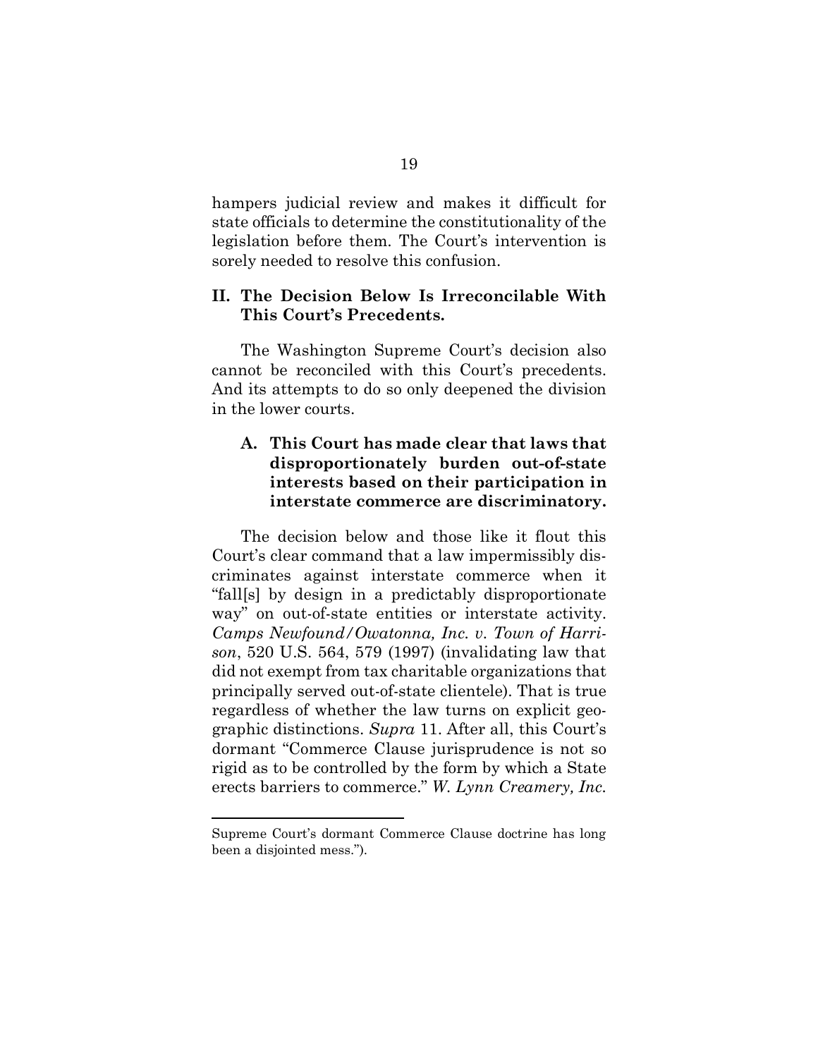hampers judicial review and makes it difficult for state officials to determine the constitutionality of the legislation before them. The Court's intervention is sorely needed to resolve this confusion.

## II. The Decision Below Is Irreconcilable With This Court's Precedents.

The Washington Supreme Court's decision also cannot be reconciled with this Court's precedents. And its attempts to do so only deepened the division in the lower courts.

### A. This Court has made clear that laws that disproportionately burden out-of-state interests based on their participation in interstate commerce are discriminatory.

The decision below and those like it flout this Court's clear command that a law impermissibly discriminates against interstate commerce when it "fall[s] by design in a predictably disproportionate way" on out-of-state entities or interstate activity. *Camps Newfound/Owatonna, Inc. v. Town of Harrison*, 520 U.S. 564, 579 (1997) (invalidating law that did not exempt from tax charitable organizations that principally served out-of-state clientele). That is true regardless of whether the law turns on explicit geographic distinctions. *Supra* 11. After all, this Court's dormant "Commerce Clause jurisprudence is not so rigid as to be controlled by the form by which a State erects barriers to commerce." *W. Lynn Creamery, Inc.*

---

Supreme Court's dormant Commerce Clause doctrine has long been a disjointed mess.").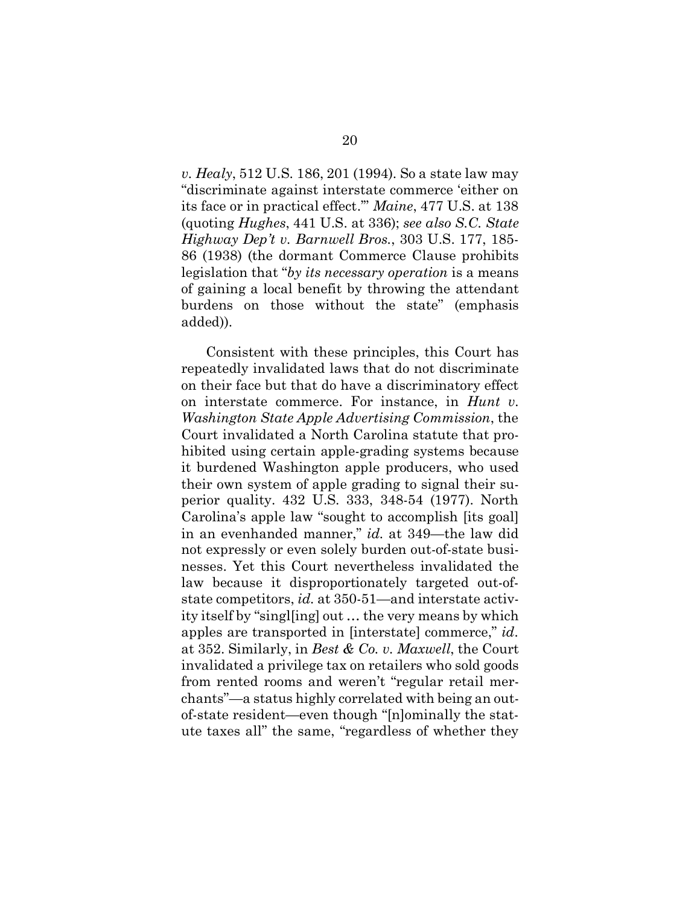*v. Healy*, 512 U.S. 186, 201 (1994). So a state law may "discriminate against interstate commerce 'either on its face or in practical effect.'" *Maine*, 477 U.S. at 138 (quoting *Hughes*, 441 U.S. at 336); *see also S.C. State Highway Dep't v. Barnwell Bros.*, 303 U.S. 177, 185-86 (1938) (the dormant Commerce Clause prohibits legislation that "*by its necessary operation* is a means of gaining a local benefit by throwing the attendant burdens on those without the state" (emphasis added)).

Consistent with these principles, this Court has repeatedly invalidated laws that do not discriminate on their face but that do have a discriminatory effect on interstate commerce. For instance, in *Hunt v. Washington State Apple Advertising Commission*, the Court invalidated a North Carolina statute that prohibited using certain apple-grading systems because it burdened Washington apple producers, who used their own system of apple grading to signal their superior quality. 432 U.S. 333, 348-54 (1977). North Carolina's apple law "sought to accomplish [its goal] in an evenhanded manner," *id.* at 349—the law did not expressly or even solely burden out-of-state businesses. Yet this Court nevertheless invalidated the law because it disproportionately targeted out-of-state competitors, *id.* at 350-51—and interstate activity itself by "singl[ing] out … the very means by which apples are transported in [interstate] commerce," *id.* at 352. Similarly, in *Best & Co. v. Maxwell*, the Court invalidated a privilege tax on retailers who sold goods from rented rooms and weren't "regular retail merchants"—a status highly correlated with being an out-of-state resident—even though "[n]ominally the statute taxes all" the same, "regardless of whether they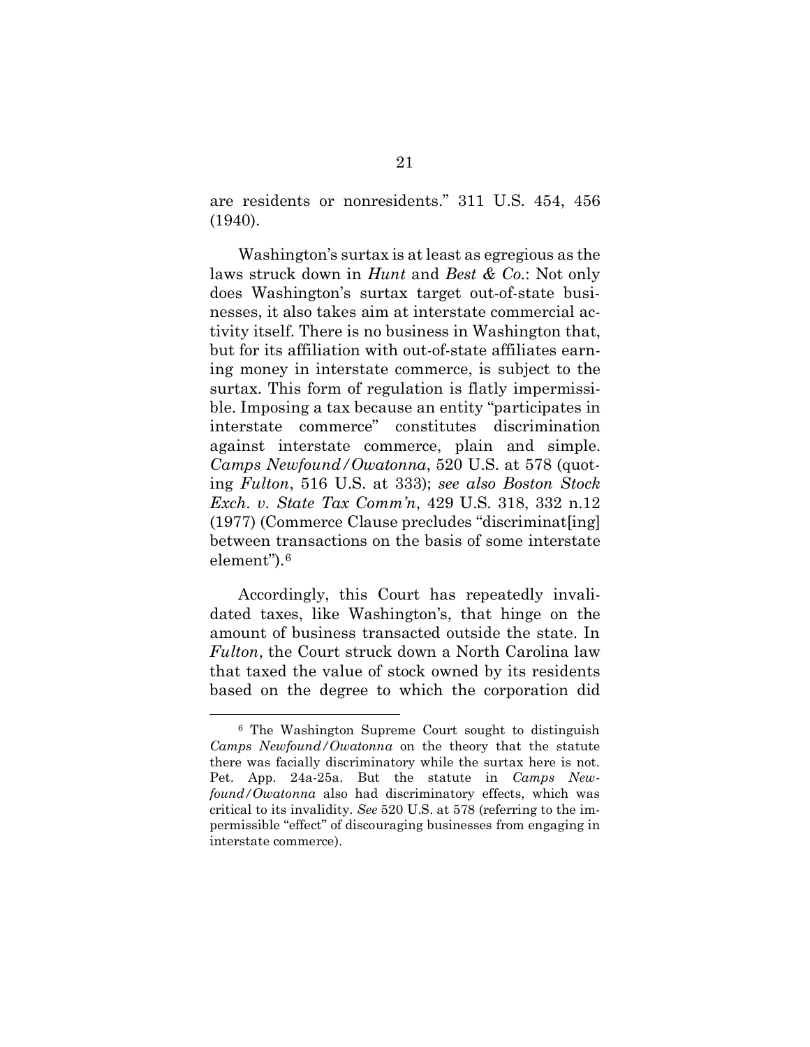are residents or nonresidents." 311 U.S. 454, 456 (1940).

Washington's surtax is at least as egregious as the laws struck down in *Hunt* and *Best & Co.*: Not only does Washington's surtax target out-of-state businesses, it also takes aim at interstate commercial activity itself. There is no business in Washington that, but for its affiliation with out-of-state affiliates earning money in interstate commerce, is subject to the surtax. This form of regulation is flatly impermissible. Imposing a tax because an entity "participates in interstate commerce" constitutes discrimination against interstate commerce, plain and simple. *Camps Newfound/Owatonna*, 520 U.S. at 578 (quoting *Fulton*, 516 U.S. at 333); *see also Boston Stock Exch. v. State Tax Comm'n*, 429 U.S. 318, 332 n.12 (1977) (Commerce Clause precludes "discriminat[ing] between transactions on the basis of some interstate element").[6]

Accordingly, this Court has repeatedly invalidated taxes, like Washington's, that hinge on the amount of business transacted outside the state. In *Fulton*, the Court struck down a North Carolina law that taxed the value of stock owned by its residents based on the degree to which the corporation did

[6] The Washington Supreme Court sought to distinguish *Camps Newfound/Owatonna* on the theory that the statute there was facially discriminatory while the surtax here is not. Pet. App. 24a-25a. But the statute in *Camps Newfound/Owatonna* also had discriminatory effects, which was critical to its invalidity. *See* 520 U.S. at 578 (referring to the impermissible "effect" of discouraging businesses from engaging in interstate commerce).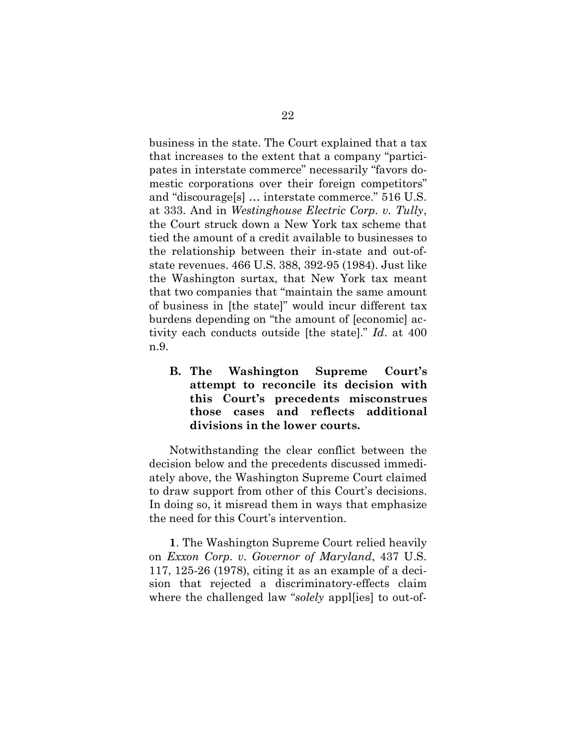business in the state. The Court explained that a tax that increases to the extent that a company "participates in interstate commerce" necessarily "favors domestic corporations over their foreign competitors" and "discourage[s] … interstate commerce." 516 U.S. at 333. And in *Westinghouse Electric Corp. v. Tully*, the Court struck down a New York tax scheme that tied the amount of a credit available to businesses to the relationship between their in-state and out-of-state revenues. 466 U.S. 388, 392-95 (1984). Just like the Washington surtax, that New York tax meant that two companies that "maintain the same amount of business in [the state]" would incur different tax burdens depending on "the amount of [economic] activity each conducts outside [the state]." *Id*. at 400 n.9.

### B. The Washington Supreme Court's attempt to reconcile its decision with this Court's precedents misconstrues those cases and reflects additional divisions in the lower courts.

Notwithstanding the clear conflict between the decision below and the precedents discussed immediately above, the Washington Supreme Court claimed to draw support from other of this Court's decisions. In doing so, it misread them in ways that emphasize the need for this Court's intervention.

**1**. The Washington Supreme Court relied heavily on *Exxon Corp. v. Governor of Maryland*, 437 U.S. 117, 125-26 (1978), citing it as an example of a decision that rejected a discriminatory-effects claim where the challenged law "*solely* appl[ies] to out-of-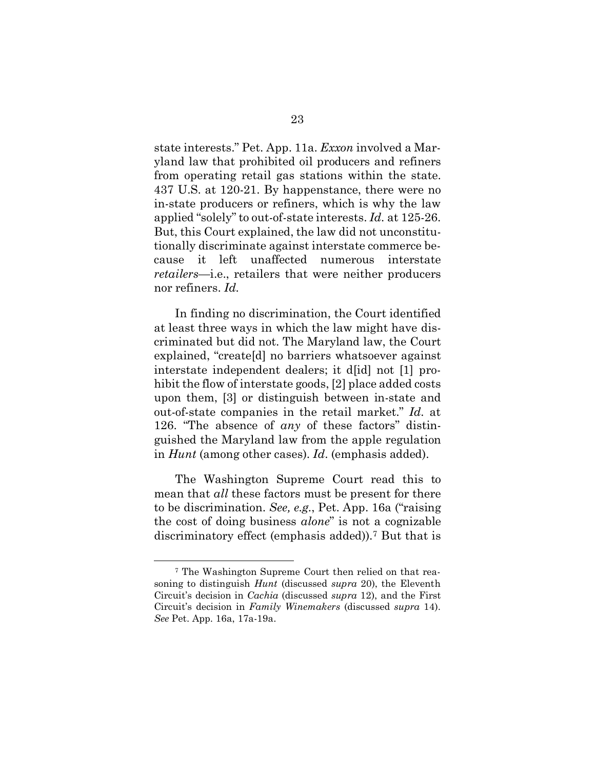state interests." Pet. App. 11a. *Exxon* involved a Maryland law that prohibited oil producers and refiners from operating retail gas stations within the state. 437 U.S. at 120-21. By happenstance, there were no in-state producers or refiners, which is why the law applied "solely" to out-of-state interests. *Id.* at 125-26. But, this Court explained, the law did not unconstitutionally discriminate against interstate commerce because it left unaffected numerous interstate *retailers*—i.e., retailers that were neither producers nor refiners. *Id.*

In finding no discrimination, the Court identified at least three ways in which the law might have discriminated but did not. The Maryland law, the Court explained, "create[d] no barriers whatsoever against interstate independent dealers; it d[id] not [1] prohibit the flow of interstate goods, [2] place added costs upon them, [3] or distinguish between in-state and out-of-state companies in the retail market." *Id.* at 126. "The absence of *any* of these factors" distinguished the Maryland law from the apple regulation in *Hunt* (among other cases). *Id.* (emphasis added).

The Washington Supreme Court read this to mean that *all* these factors must be present for there to be discrimination. *See, e.g.*, Pet. App. 16a ("raising the cost of doing business *alone*" is not a cognizable discriminatory effect (emphasis added)).[7] But that is

---

[7] The Washington Supreme Court then relied on that reasoning to distinguish *Hunt* (discussed *supra* 20), the Eleventh Circuit's decision in *Cachia* (discussed *supra* 12), and the First Circuit's decision in *Family Winemakers* (discussed *supra* 14). *See* Pet. App. 16a, 17a-19a.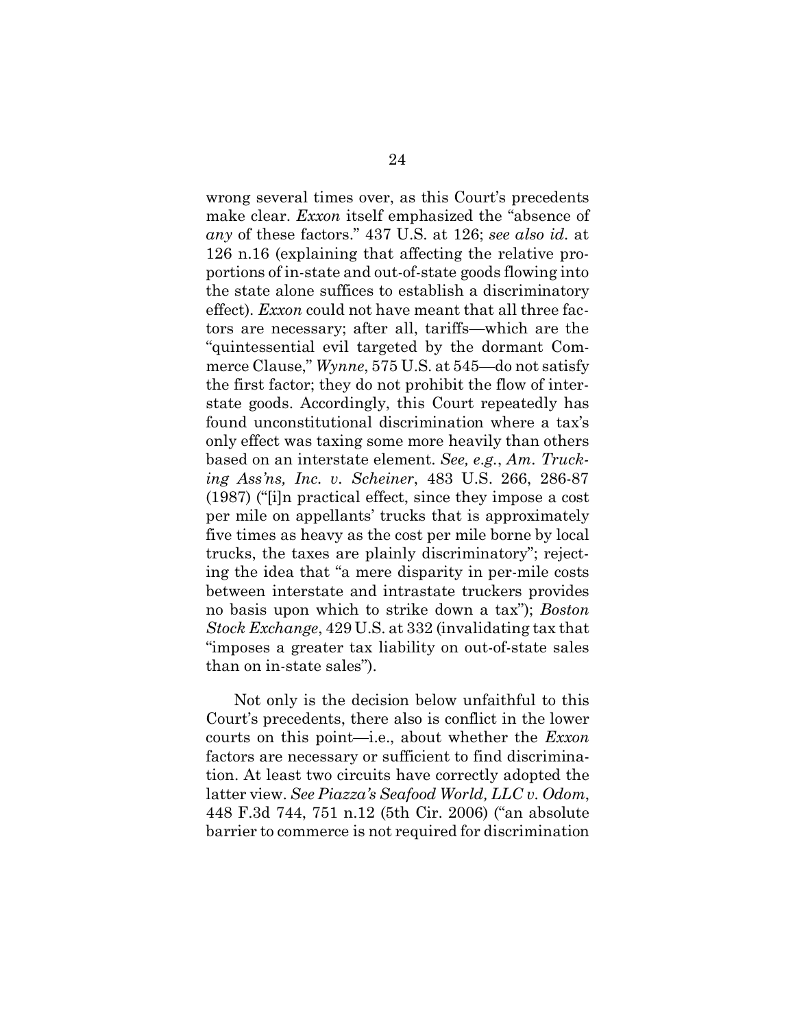wrong several times over, as this Court's precedents make clear. *Exxon* itself emphasized the "absence of *any* of these factors." 437 U.S. at 126; *see also id.* at 126 n.16 (explaining that affecting the relative proportions of in-state and out-of-state goods flowing into the state alone suffices to establish a discriminatory effect). *Exxon* could not have meant that all three factors are necessary; after all, tariffs—which are the "quintessential evil targeted by the dormant Commerce Clause," *Wynne*, 575 U.S. at 545—do not satisfy the first factor; they do not prohibit the flow of interstate goods. Accordingly, this Court repeatedly has found unconstitutional discrimination where a tax's only effect was taxing some more heavily than others based on an interstate element. *See, e.g.*, *Am. Trucking Ass'ns, Inc. v. Scheiner*, 483 U.S. 266, 286-87 (1987) ("[i]n practical effect, since they impose a cost per mile on appellants' trucks that is approximately five times as heavy as the cost per mile borne by local trucks, the taxes are plainly discriminatory"; rejecting the idea that "a mere disparity in per-mile costs between interstate and intrastate truckers provides no basis upon which to strike down a tax"); *Boston Stock Exchange*, 429 U.S. at 332 (invalidating tax that "imposes a greater tax liability on out-of-state sales than on in-state sales").

Not only is the decision below unfaithful to this Court's precedents, there also is conflict in the lower courts on this point—i.e., about whether the *Exxon* factors are necessary or sufficient to find discrimination. At least two circuits have correctly adopted the latter view. *See Piazza's Seafood World, LLC v. Odom*, 448 F.3d 744, 751 n.12 (5th Cir. 2006) ("an absolute barrier to commerce is not required for discrimination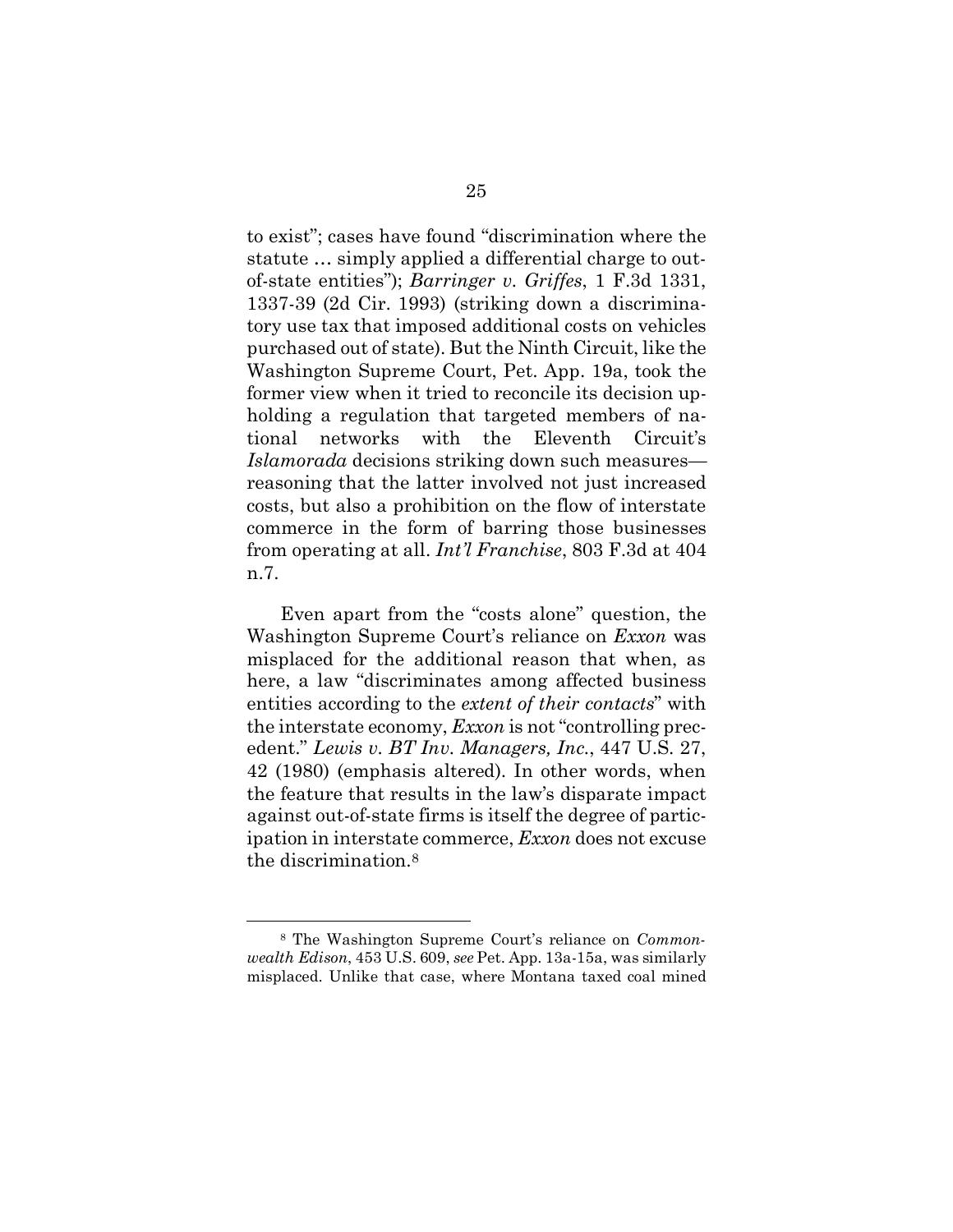to exist"; cases have found "discrimination where the statute … simply applied a differential charge to out-of-state entities"); *Barringer v. Griffes*, 1 F.3d 1331, 1337-39 (2d Cir. 1993) (striking down a discriminatory use tax that imposed additional costs on vehicles purchased out of state). But the Ninth Circuit, like the Washington Supreme Court, Pet. App. 19a, took the former view when it tried to reconcile its decision upholding a regulation that targeted members of national networks with the Eleventh Circuit's *Islamorada* decisions striking down such measures—reasoning that the latter involved not just increased costs, but also a prohibition on the flow of interstate commerce in the form of barring those businesses from operating at all. *Int'l Franchise*, 803 F.3d at 404 n.7.

Even apart from the "costs alone" question, the Washington Supreme Court's reliance on *Exxon* was misplaced for the additional reason that when, as here, a law "discriminates among affected business entities according to the *extent of their contacts*" with the interstate economy, *Exxon* is not "controlling precedent." *Lewis v. BT Inv. Managers, Inc.*, 447 U.S. 27, 42 (1980) (emphasis altered). In other words, when the feature that results in the law's disparate impact against out-of-state firms is itself the degree of participation in interstate commerce, *Exxon* does not excuse the discrimination.[8]

[8] The Washington Supreme Court's reliance on *Commonwealth Edison*, 453 U.S. 609, *see* Pet. App. 13a-15a, was similarly misplaced. Unlike that case, where Montana taxed coal mined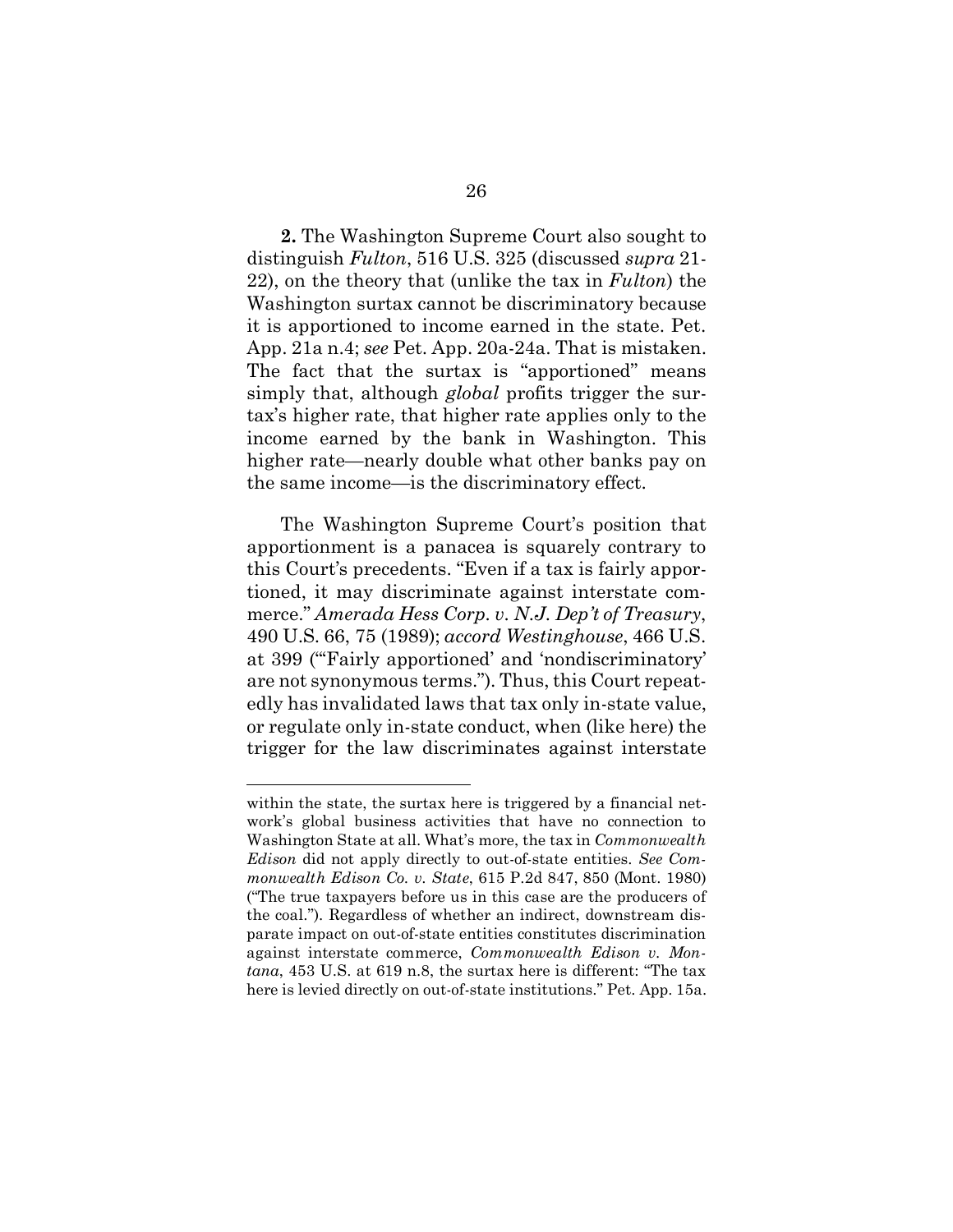**2.** The Washington Supreme Court also sought to distinguish *Fulton*, 516 U.S. 325 (discussed *supra* 21-22), on the theory that (unlike the tax in *Fulton*) the Washington surtax cannot be discriminatory because it is apportioned to income earned in the state. Pet. App. 21a n.4; *see* Pet. App. 20a-24a. That is mistaken. The fact that the surtax is "apportioned" means simply that, although *global* profits trigger the surtax's higher rate, that higher rate applies only to the income earned by the bank in Washington. This higher rate—nearly double what other banks pay on the same income—is the discriminatory effect.

The Washington Supreme Court's position that apportionment is a panacea is squarely contrary to this Court's precedents. "Even if a tax is fairly apportioned, it may discriminate against interstate commerce." *Amerada Hess Corp. v. N.J. Dep't of Treasury*, 490 U.S. 66, 75 (1989); *accord Westinghouse*, 466 U.S. at 399 ("'Fairly apportioned' and 'nondiscriminatory' are not synonymous terms."). Thus, this Court repeatedly has invalidated laws that tax only in-state value, or regulate only in-state conduct, when (like here) the trigger for the law discriminates against interstate

---

within the state, the surtax here is triggered by a financial network's global business activities that have no connection to Washington State at all. What's more, the tax in *Commonwealth Edison* did not apply directly to out-of-state entities. *See Commonwealth Edison Co. v. State*, 615 P.2d 847, 850 (Mont. 1980) ("The true taxpayers before us in this case are the producers of the coal."). Regardless of whether an indirect, downstream disparate impact on out-of-state entities constitutes discrimination against interstate commerce, *Commonwealth Edison v. Montana*, 453 U.S. at 619 n.8, the surtax here is different: "The tax here is levied directly on out-of-state institutions." Pet. App. 15a.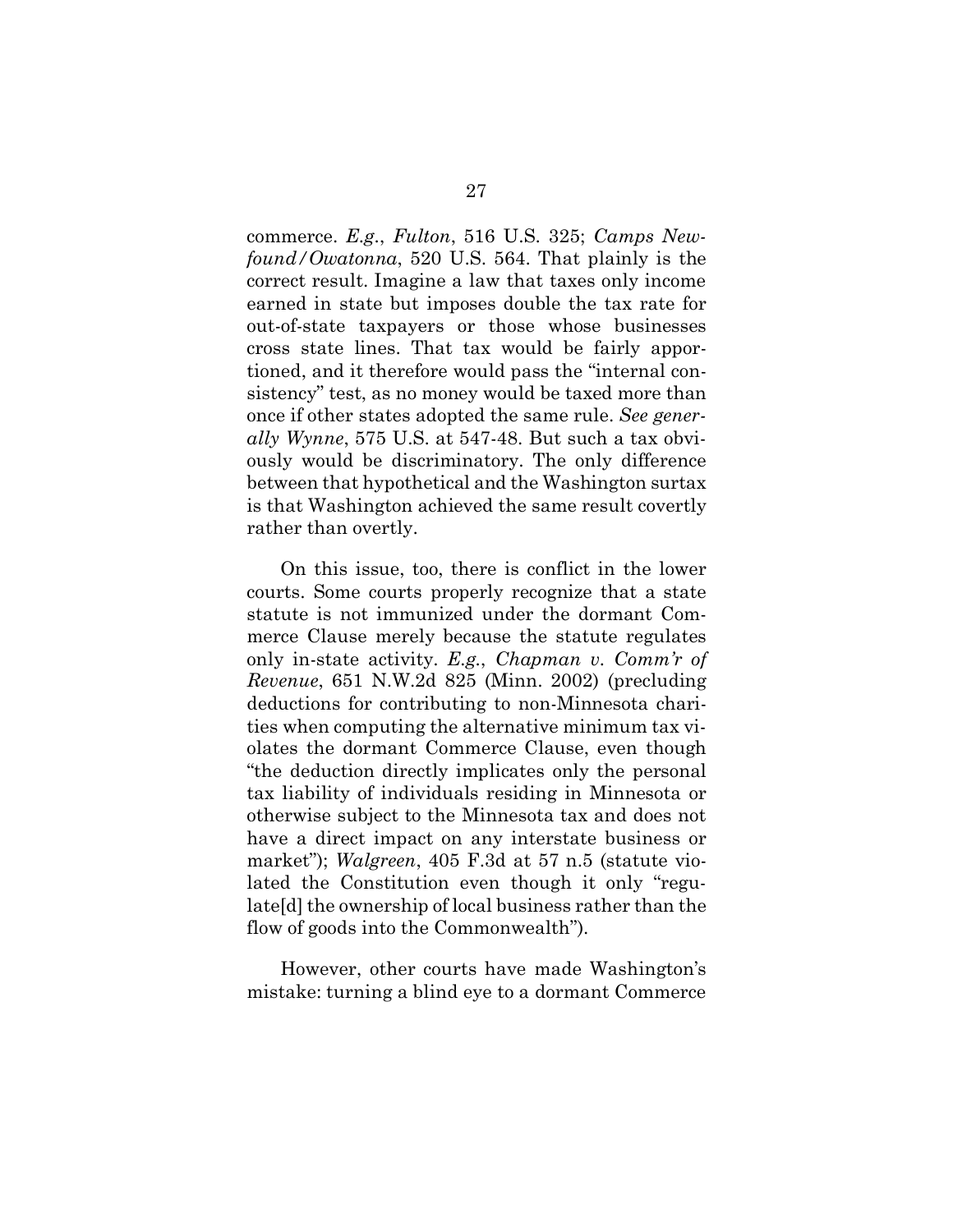commerce. *E.g.*, *Fulton*, 516 U.S. 325; *Camps Newfound/Owatonna*, 520 U.S. 564. That plainly is the correct result. Imagine a law that taxes only income earned in state but imposes double the tax rate for out-of-state taxpayers or those whose businesses cross state lines. That tax would be fairly apportioned, and it therefore would pass the "internal consistency" test, as no money would be taxed more than once if other states adopted the same rule. *See generally Wynne*, 575 U.S. at 547-48. But such a tax obviously would be discriminatory. The only difference between that hypothetical and the Washington surtax is that Washington achieved the same result covertly rather than overtly.

On this issue, too, there is conflict in the lower courts. Some courts properly recognize that a state statute is not immunized under the dormant Commerce Clause merely because the statute regulates only in-state activity. *E.g.*, *Chapman v. Comm'r of Revenue*, 651 N.W.2d 825 (Minn. 2002) (precluding deductions for contributing to non-Minnesota charities when computing the alternative minimum tax violates the dormant Commerce Clause, even though "the deduction directly implicates only the personal tax liability of individuals residing in Minnesota or otherwise subject to the Minnesota tax and does not have a direct impact on any interstate business or market"); *Walgreen*, 405 F.3d at 57 n.5 (statute violated the Constitution even though it only "regulate[d] the ownership of local business rather than the flow of goods into the Commonwealth").

However, other courts have made Washington's mistake: turning a blind eye to a dormant Commerce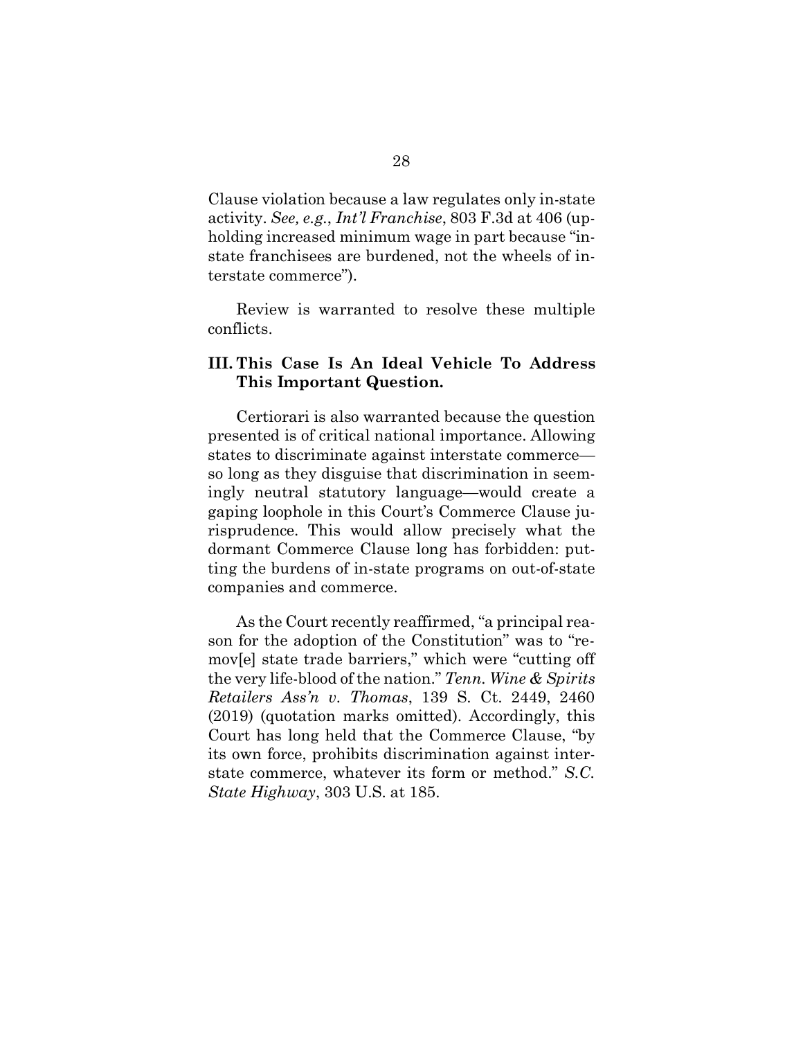Clause violation because a law regulates only in-state activity. *See, e.g.*, *Int'l Franchise*, 803 F.3d at 406 (upholding increased minimum wage in part because "in-state franchisees are burdened, not the wheels of interstate commerce").

Review is warranted to resolve these multiple conflicts.

### III. This Case Is An Ideal Vehicle To Address This Important Question.

Certiorari is also warranted because the question presented is of critical national importance. Allowing states to discriminate against interstate commerce—so long as they disguise that discrimination in seemingly neutral statutory language—would create a gaping loophole in this Court's Commerce Clause jurisprudence. This would allow precisely what the dormant Commerce Clause long has forbidden: putting the burdens of in-state programs on out-of-state companies and commerce.

As the Court recently reaffirmed, "a principal reason for the adoption of the Constitution" was to "remov[e] state trade barriers," which were "cutting off the very life-blood of the nation." *Tenn. Wine & Spirits Retailers Ass'n v. Thomas*, 139 S. Ct. 2449, 2460 (2019) (quotation marks omitted). Accordingly, this Court has long held that the Commerce Clause, "by its own force, prohibits discrimination against interstate commerce, whatever its form or method." *S.C. State Highway*, 303 U.S. at 185.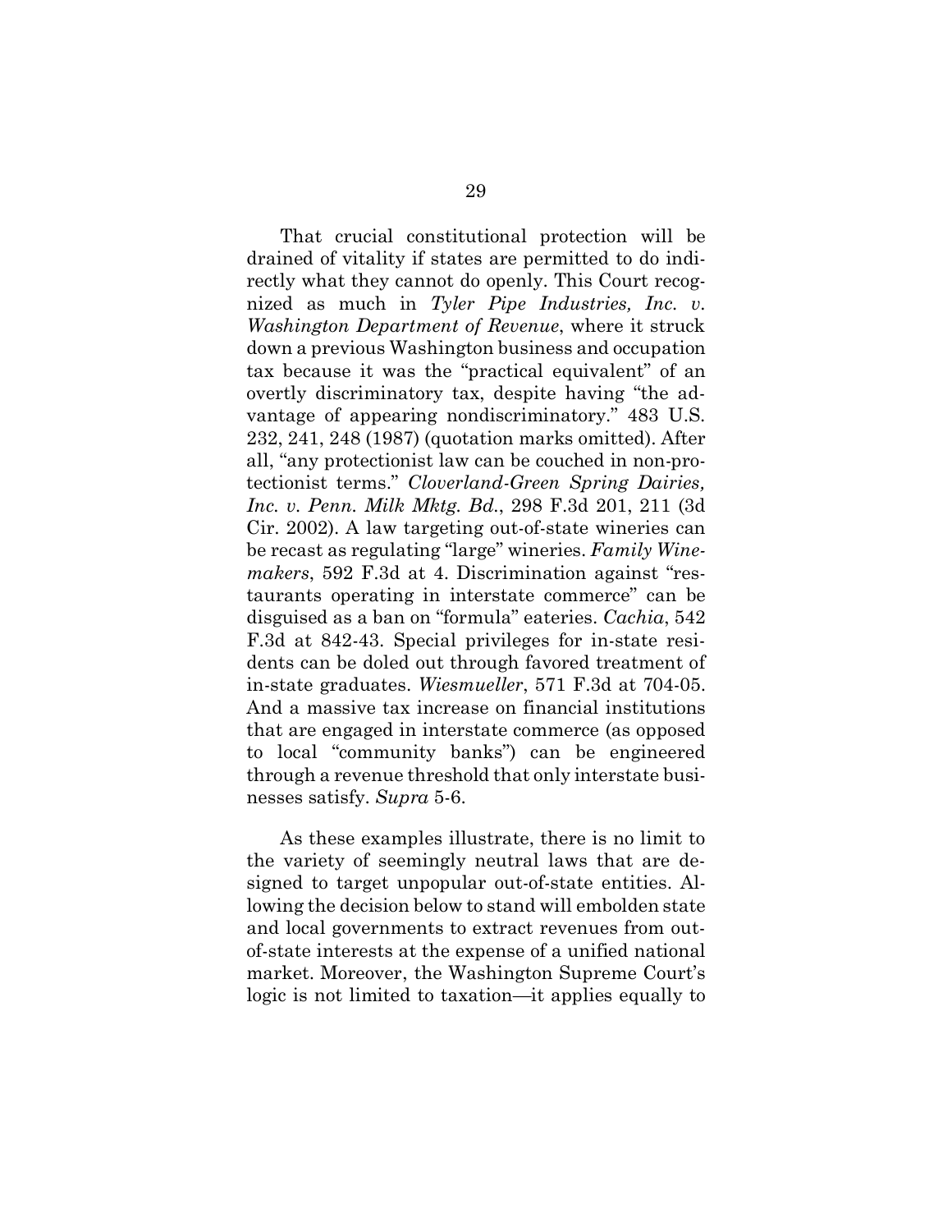That crucial constitutional protection will be drained of vitality if states are permitted to do indirectly what they cannot do openly. This Court recognized as much in *Tyler Pipe Industries, Inc. v. Washington Department of Revenue*, where it struck down a previous Washington business and occupation tax because it was the "practical equivalent" of an overtly discriminatory tax, despite having "the advantage of appearing nondiscriminatory." 483 U.S. 232, 241, 248 (1987) (quotation marks omitted). After all, "any protectionist law can be couched in non-protectionist terms." *Cloverland-Green Spring Dairies, Inc. v. Penn. Milk Mktg. Bd.*, 298 F.3d 201, 211 (3d Cir. 2002). A law targeting out-of-state wineries can be recast as regulating "large" wineries. *Family Winemakers*, 592 F.3d at 4. Discrimination against "restaurants operating in interstate commerce" can be disguised as a ban on "formula" eateries. *Cachia*, 542 F.3d at 842-43. Special privileges for in-state residents can be doled out through favored treatment of in-state graduates. *Wiesmueller*, 571 F.3d at 704-05. And a massive tax increase on financial institutions that are engaged in interstate commerce (as opposed to local "community banks") can be engineered through a revenue threshold that only interstate businesses satisfy. *Supra* 5-6.

As these examples illustrate, there is no limit to the variety of seemingly neutral laws that are designed to target unpopular out-of-state entities. Allowing the decision below to stand will embolden state and local governments to extract revenues from out-of-state interests at the expense of a unified national market. Moreover, the Washington Supreme Court's logic is not limited to taxation—it applies equally to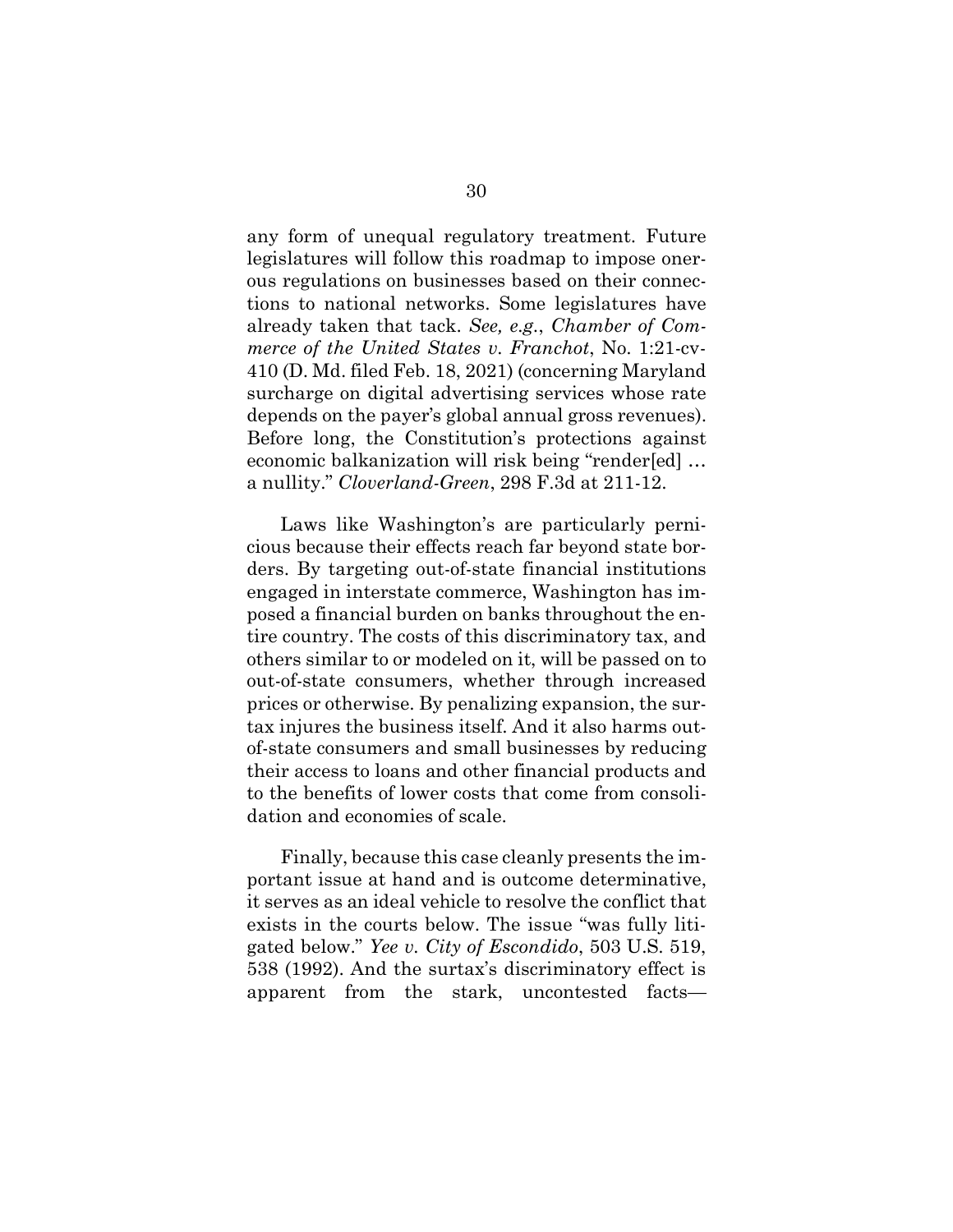any form of unequal regulatory treatment. Future legislatures will follow this roadmap to impose onerous regulations on businesses based on their connections to national networks. Some legislatures have already taken that tack. *See, e.g.*, *Chamber of Commerce of the United States v. Franchot*, No. 1:21-cv-410 (D. Md. filed Feb. 18, 2021) (concerning Maryland surcharge on digital advertising services whose rate depends on the payer's global annual gross revenues). Before long, the Constitution's protections against economic balkanization will risk being "render[ed] … a nullity." *Cloverland-Green*, 298 F.3d at 211-12.

Laws like Washington's are particularly pernicious because their effects reach far beyond state borders. By targeting out-of-state financial institutions engaged in interstate commerce, Washington has imposed a financial burden on banks throughout the entire country. The costs of this discriminatory tax, and others similar to or modeled on it, will be passed on to out-of-state consumers, whether through increased prices or otherwise. By penalizing expansion, the surtax injures the business itself. And it also harms out-of-state consumers and small businesses by reducing their access to loans and other financial products and to the benefits of lower costs that come from consolidation and economies of scale.

Finally, because this case cleanly presents the important issue at hand and is outcome determinative, it serves as an ideal vehicle to resolve the conflict that exists in the courts below. The issue "was fully litigated below." *Yee v. City of Escondido*, 503 U.S. 519, 538 (1992). And the surtax's discriminatory effect is apparent from the stark, uncontested facts—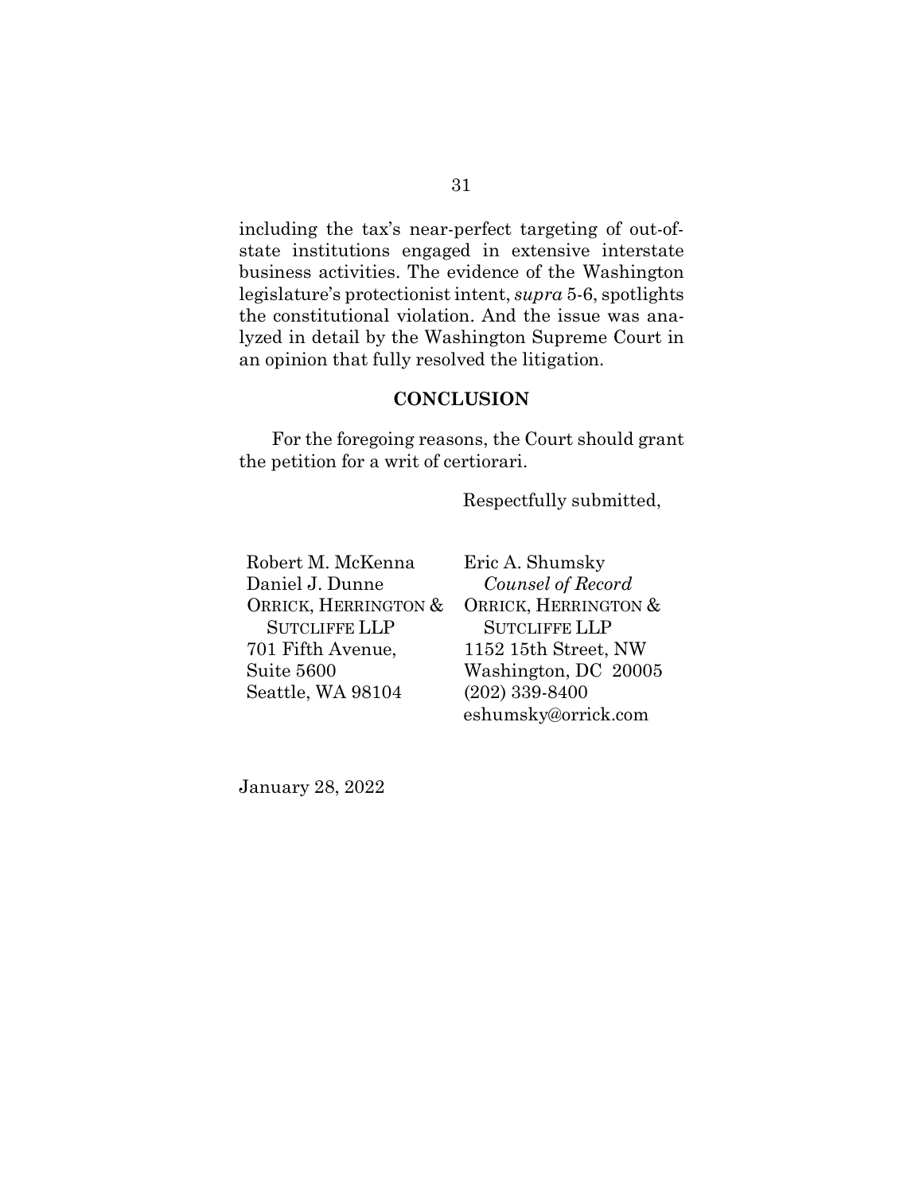including the tax's near-perfect targeting of out-of-state institutions engaged in extensive interstate business activities. The evidence of the Washington legislature's protectionist intent, *supra* 5-6, spotlights the constitutional violation. And the issue was analyzed in detail by the Washington Supreme Court in an opinion that fully resolved the litigation.

## CONCLUSION

For the foregoing reasons, the Court should grant the petition for a writ of certiorari.

Respectfully submitted,

Robert M. McKenna
Daniel J. Dunne
ORRICK, HERRINGTON & SUTCLIFFE LLP
701 Fifth Avenue,
Suite 5600
Seattle, WA 98104

Eric A. Shumsky
*Counsel of Record*
ORRICK, HERRINGTON & SUTCLIFFE LLP
1152 15th Street, NW
Washington, DC 20005
(202) 339-8400
eshumsky@orrick.com

January 28, 2022